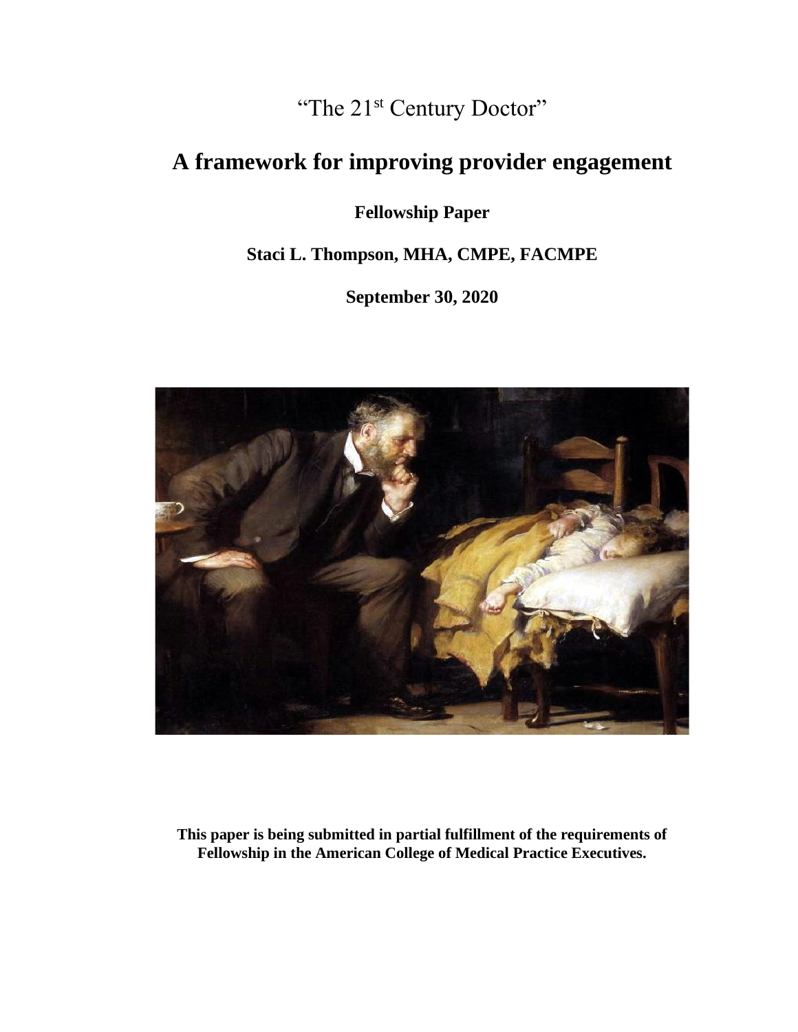# "The 21st Century Doctor"

## A framework for improving provider engagement

**Fellowship Paper**

**Staci L. Thompson, MHA, CMPE, FACMPE**

**September 30, 2020**

**This paper is being submitted in partial fulfillment of the requirements of Fellowship in the American College of Medical Practice Executives.**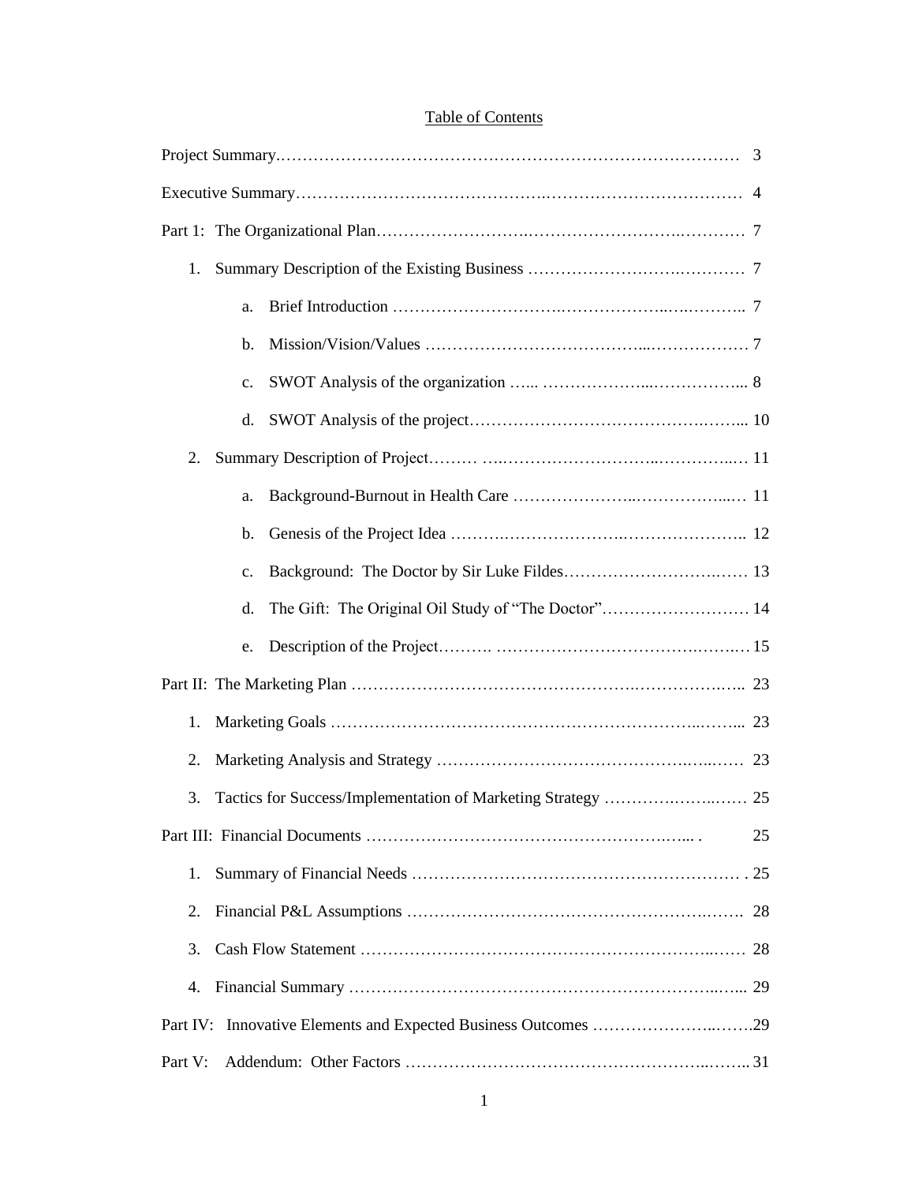# Table of Contents

Project Summary.......................................................................................... 3

Executive Summary..................................................................................... 4

Part 1: The Organizational Plan.................................................................. 7

1. Summary Description of the Existing Business .................................... 7
   - a. Brief Introduction ......................................................................... 7
   - b. Mission/Vision/Values .................................................................. 7
   - c. SWOT Analysis of the organization ................................................ 8
   - d. SWOT Analysis of the project........................................................ 10
2. Summary Description of Project............................................................ 11
   - a. Background-Burnout in Health Care ............................................... 11
   - b. Genesis of the Project Idea ........................................................... 12
   - c. Background: The Doctor by Sir Luke Fildes.................................... 13
   - d. The Gift: The Original Oil Study of "The Doctor"............................. 14
   - e. Description of the Project.............................................................. 15

Part II: The Marketing Plan ........................................................................ 23

1. Marketing Goals ................................................................................... 23
2. Marketing Analysis and Strategy ........................................................... 23
3. Tactics for Success/Implementation of Marketing Strategy ....................... 25

Part III: Financial Documents ..................................................................... 25

1. Summary of Financial Needs ................................................................. 25
2. Financial P&L Assumptions .................................................................. 28
3. Cash Flow Statement ............................................................................ 28
4. Financial Summary ............................................................................... 29

Part IV: Innovative Elements and Expected Business Outcomes ......................29

Part V: Addendum: Other Factors ............................................................... 31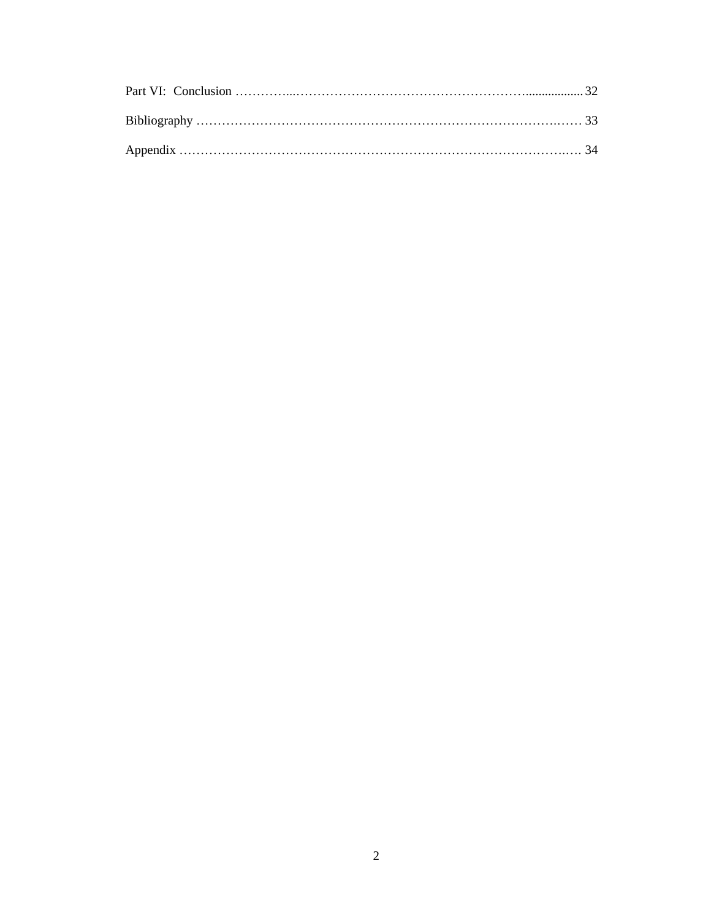Part VI: Conclusion …………………………………………………………………… 32

Bibliography …………………………………………………………………………… 33

Appendix ………………………………………………………………………………… 34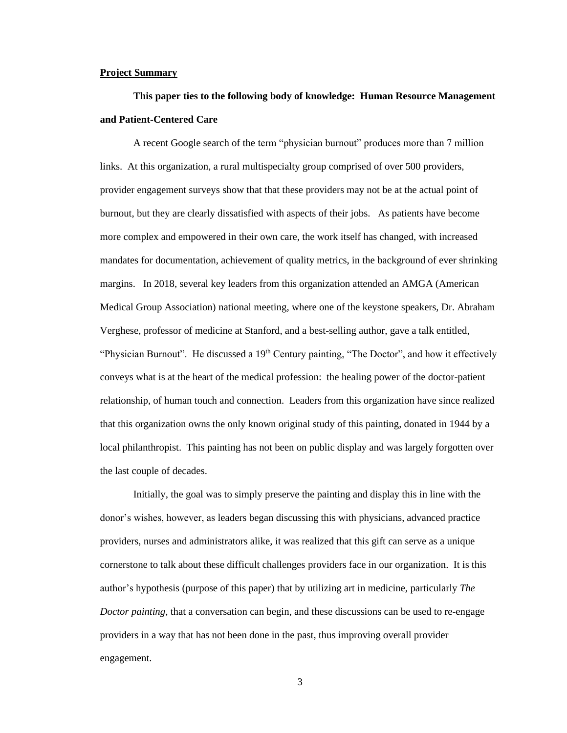## **Project Summary**

**This paper ties to the following body of knowledge: Human Resource Management and Patient-Centered Care**

A recent Google search of the term "physician burnout" produces more than 7 million links. At this organization, a rural multispecialty group comprised of over 500 providers, provider engagement surveys show that that these providers may not be at the actual point of burnout, but they are clearly dissatisfied with aspects of their jobs. As patients have become more complex and empowered in their own care, the work itself has changed, with increased mandates for documentation, achievement of quality metrics, in the background of ever shrinking margins. In 2018, several key leaders from this organization attended an AMGA (American Medical Group Association) national meeting, where one of the keystone speakers, Dr. Abraham Verghese, professor of medicine at Stanford, and a best-selling author, gave a talk entitled, "Physician Burnout". He discussed a 19th Century painting, "The Doctor", and how it effectively conveys what is at the heart of the medical profession: the healing power of the doctor-patient relationship, of human touch and connection. Leaders from this organization have since realized that this organization owns the only known original study of this painting, donated in 1944 by a local philanthropist. This painting has not been on public display and was largely forgotten over the last couple of decades.

Initially, the goal was to simply preserve the painting and display this in line with the donor's wishes, however, as leaders began discussing this with physicians, advanced practice providers, nurses and administrators alike, it was realized that this gift can serve as a unique cornerstone to talk about these difficult challenges providers face in our organization. It is this author's hypothesis (purpose of this paper) that by utilizing art in medicine, particularly *The Doctor painting,* that a conversation can begin, and these discussions can be used to re-engage providers in a way that has not been done in the past, thus improving overall provider engagement.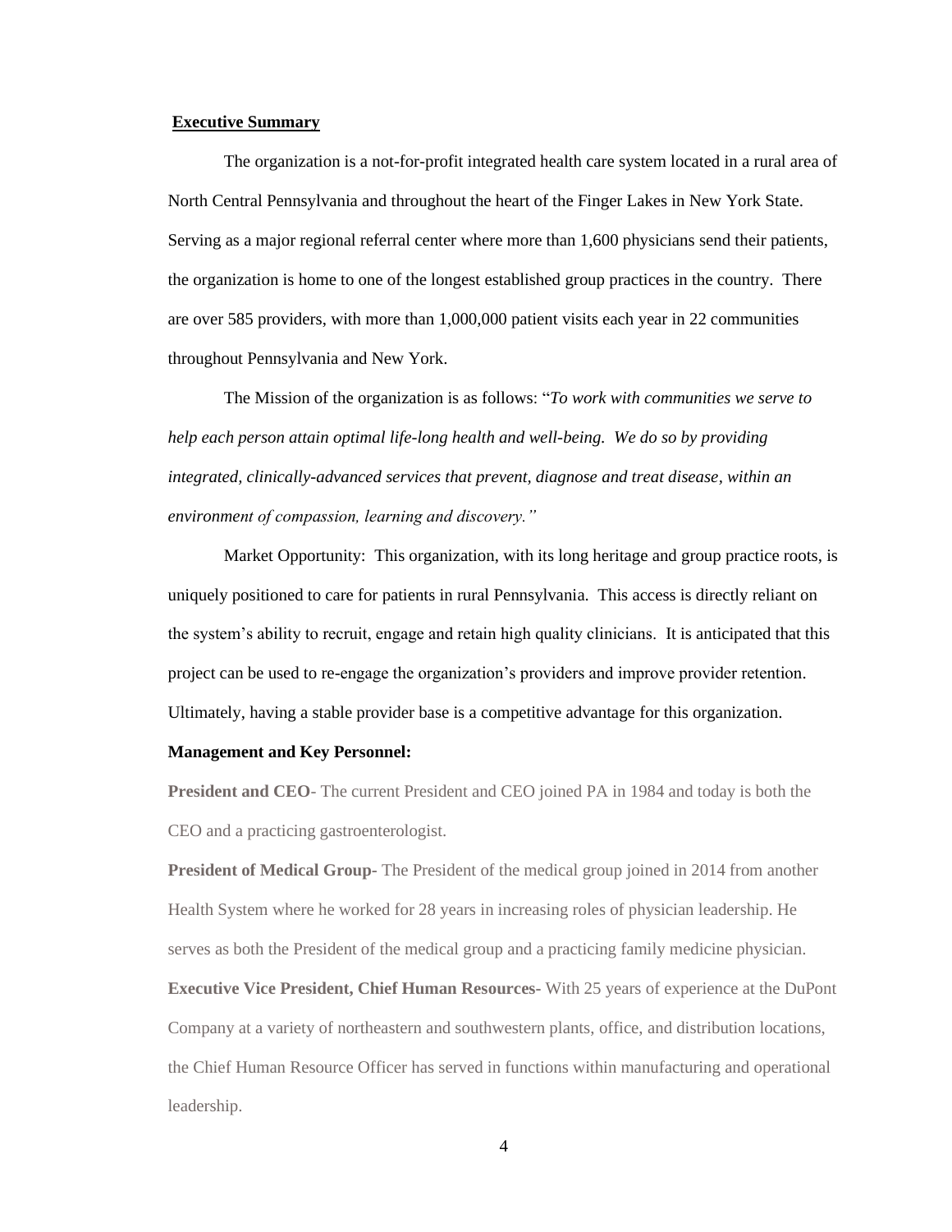## Executive Summary

The organization is a not-for-profit integrated health care system located in a rural area of North Central Pennsylvania and throughout the heart of the Finger Lakes in New York State. Serving as a major regional referral center where more than 1,600 physicians send their patients, the organization is home to one of the longest established group practices in the country. There are over 585 providers, with more than 1,000,000 patient visits each year in 22 communities throughout Pennsylvania and New York.

The Mission of the organization is as follows: "*To work with communities we serve to help each person attain optimal life-long health and well-being. We do so by providing integrated, clinically-advanced services that prevent, diagnose and treat disease, within an environment of compassion, learning and discovery."*

Market Opportunity: This organization, with its long heritage and group practice roots, is uniquely positioned to care for patients in rural Pennsylvania. This access is directly reliant on the system's ability to recruit, engage and retain high quality clinicians. It is anticipated that this project can be used to re-engage the organization's providers and improve provider retention. Ultimately, having a stable provider base is a competitive advantage for this organization.

**Management and Key Personnel:**

**President and CEO**- The current President and CEO joined PA in 1984 and today is both the CEO and a practicing gastroenterologist.

**President of Medical Group**- The President of the medical group joined in 2014 from another Health System where he worked for 28 years in increasing roles of physician leadership. He serves as both the President of the medical group and a practicing family medicine physician.

**Executive Vice President, Chief Human Resources**- With 25 years of experience at the DuPont Company at a variety of northeastern and southwestern plants, office, and distribution locations, the Chief Human Resource Officer has served in functions within manufacturing and operational leadership.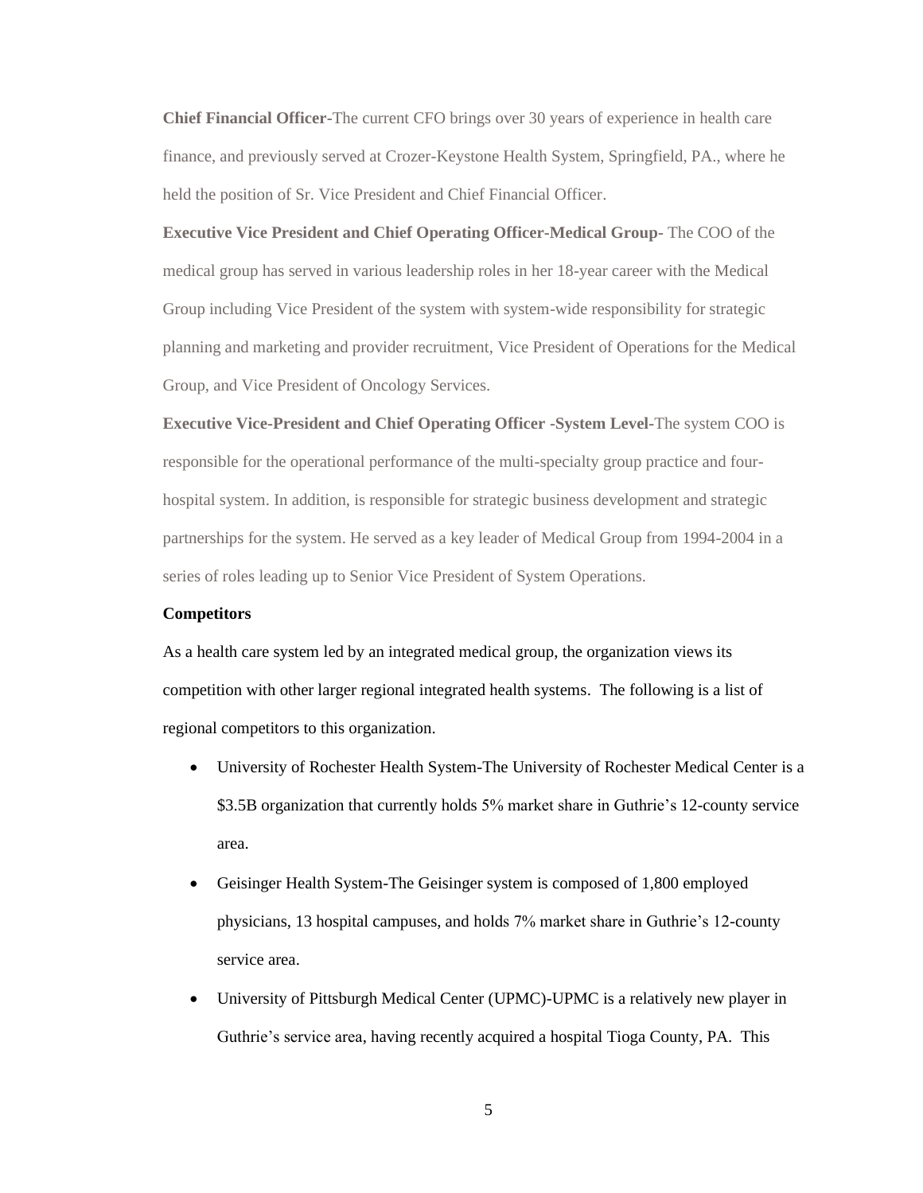**Chief Financial Officer-**The current CFO brings over 30 years of experience in health care finance, and previously served at Crozer-Keystone Health System, Springfield, PA., where he held the position of Sr. Vice President and Chief Financial Officer.

**Executive Vice President and Chief Operating Officer-Medical Group-** The COO of the medical group has served in various leadership roles in her 18-year career with the Medical Group including Vice President of the system with system-wide responsibility for strategic planning and marketing and provider recruitment, Vice President of Operations for the Medical Group, and Vice President of Oncology Services.

**Executive Vice-President and Chief Operating Officer -System Level-**The system COO is responsible for the operational performance of the multi-specialty group practice and four-hospital system. In addition, is responsible for strategic business development and strategic partnerships for the system. He served as a key leader of Medical Group from 1994-2004 in a series of roles leading up to Senior Vice President of System Operations.

**Competitors**

As a health care system led by an integrated medical group, the organization views its competition with other larger regional integrated health systems. The following is a list of regional competitors to this organization.

- University of Rochester Health System-The University of Rochester Medical Center is a $3.5B organization that currently holds 5% market share in Guthrie's 12-county service area.
- Geisinger Health System-The Geisinger system is composed of 1,800 employed physicians, 13 hospital campuses, and holds 7% market share in Guthrie's 12-county service area.
- University of Pittsburgh Medical Center (UPMC)-UPMC is a relatively new player in Guthrie's service area, having recently acquired a hospital Tioga County, PA. This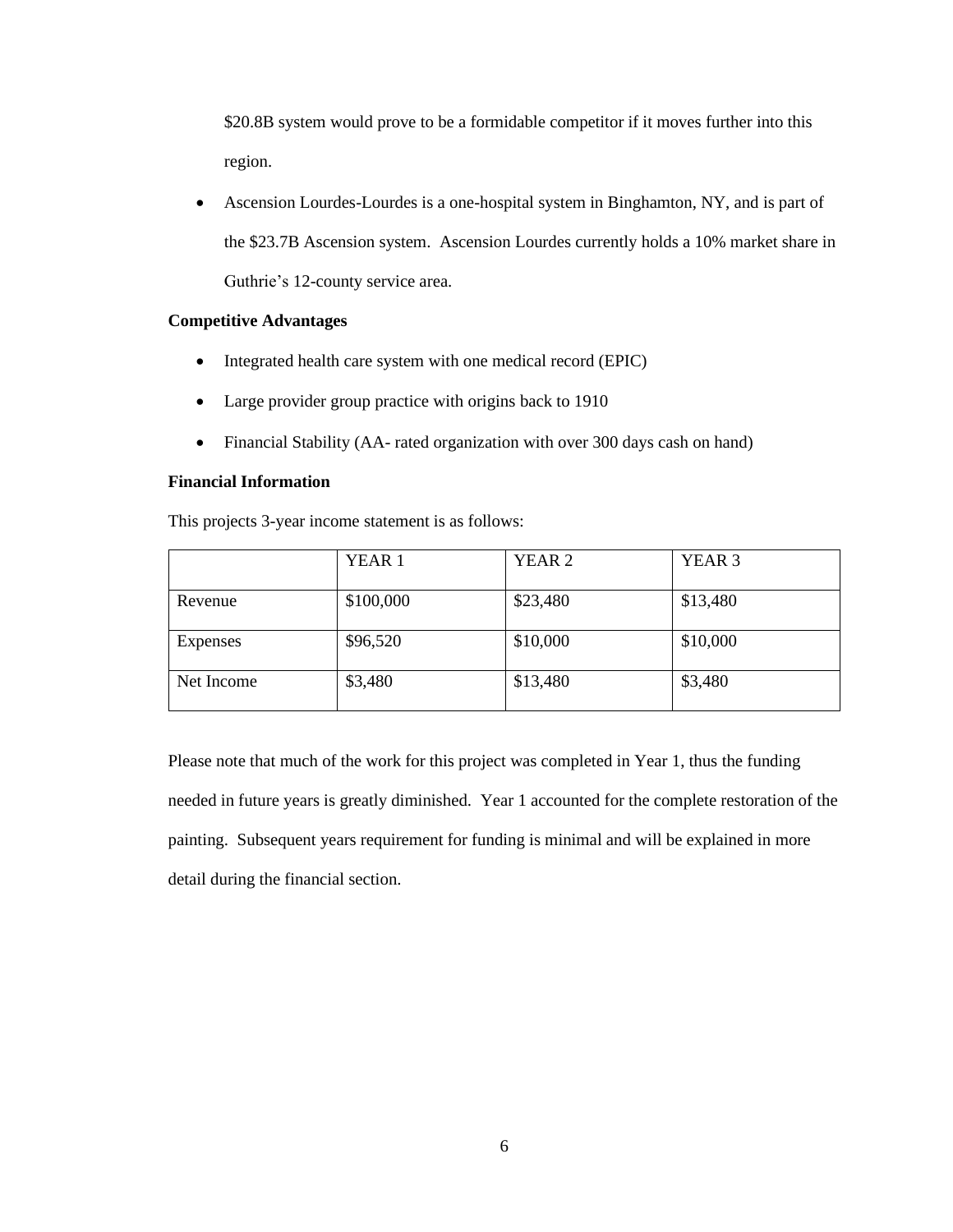$20.8B system would prove to be a formidable competitor if it moves further into this region.

- Ascension Lourdes-Lourdes is a one-hospital system in Binghamton, NY, and is part of the $23.7B Ascension system. Ascension Lourdes currently holds a 10% market share in Guthrie's 12-county service area.

**Competitive Advantages**

- Integrated health care system with one medical record (EPIC)
- Large provider group practice with origins back to 1910
- Financial Stability (AA- rated organization with over 300 days cash on hand)

**Financial Information**

This projects 3-year income statement is as follows:

| | YEAR 1 | YEAR 2 | YEAR 3 |
|---|---|---|---|
| Revenue | $100,000 | $23,480 | $13,480 |
| Expenses | $96,520 | $10,000 | $10,000 |
| Net Income | $3,480 | $13,480 | $3,480 |

Please note that much of the work for this project was completed in Year 1, thus the funding needed in future years is greatly diminished. Year 1 accounted for the complete restoration of the painting. Subsequent years requirement for funding is minimal and will be explained in more detail during the financial section.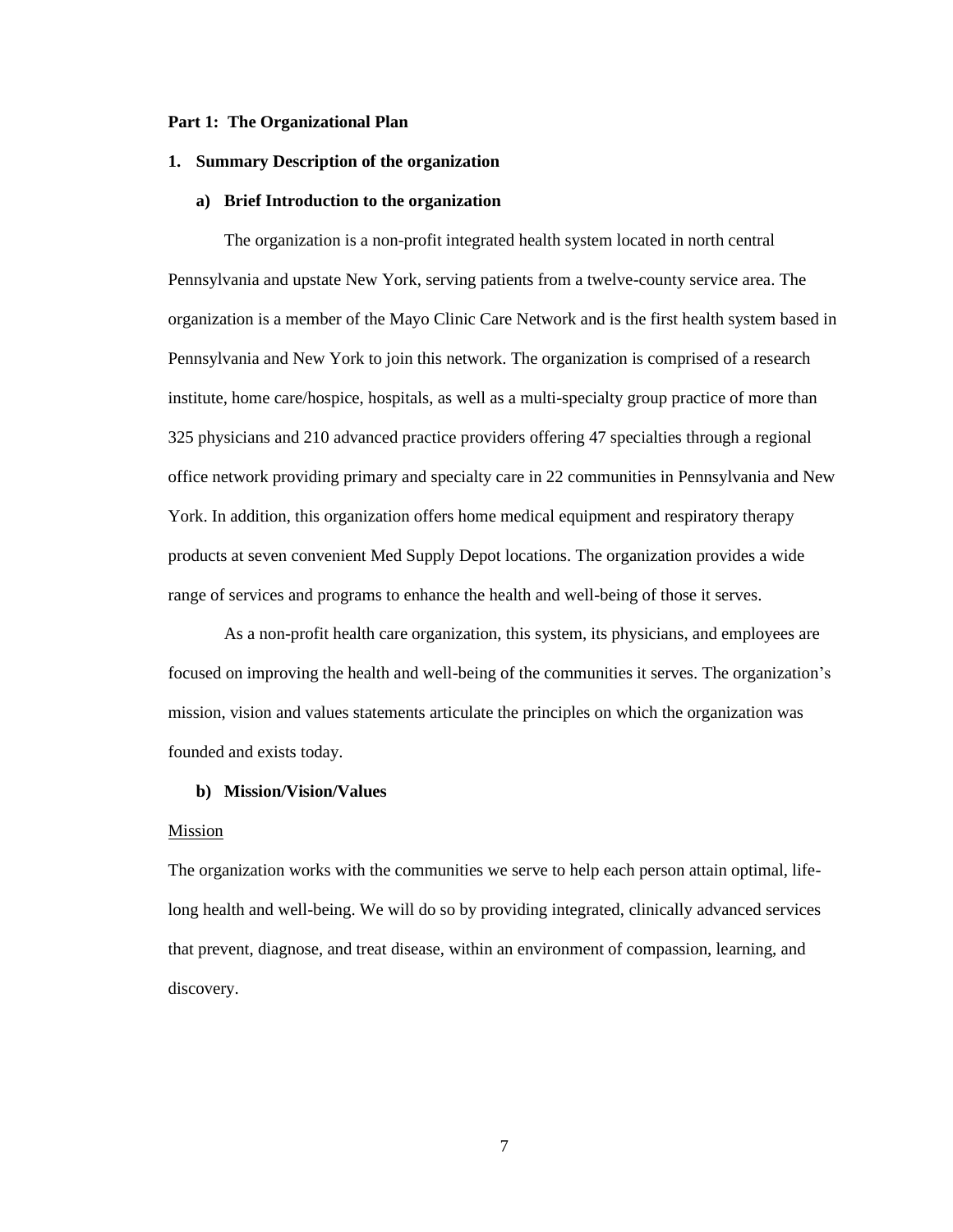**Part 1: The Organizational Plan**

**1. Summary Description of the organization**

**a) Brief Introduction to the organization**

The organization is a non-profit integrated health system located in north central Pennsylvania and upstate New York, serving patients from a twelve-county service area. The organization is a member of the Mayo Clinic Care Network and is the first health system based in Pennsylvania and New York to join this network. The organization is comprised of a research institute, home care/hospice, hospitals, as well as a multi-specialty group practice of more than 325 physicians and 210 advanced practice providers offering 47 specialties through a regional office network providing primary and specialty care in 22 communities in Pennsylvania and New York. In addition, this organization offers home medical equipment and respiratory therapy products at seven convenient Med Supply Depot locations. The organization provides a wide range of services and programs to enhance the health and well-being of those it serves.

As a non-profit health care organization, this system, its physicians, and employees are focused on improving the health and well-being of the communities it serves. The organization's mission, vision and values statements articulate the principles on which the organization was founded and exists today.

**b) Mission/Vision/Values**

<u>Mission</u>

The organization works with the communities we serve to help each person attain optimal, life-long health and well-being. We will do so by providing integrated, clinically advanced services that prevent, diagnose, and treat disease, within an environment of compassion, learning, and discovery.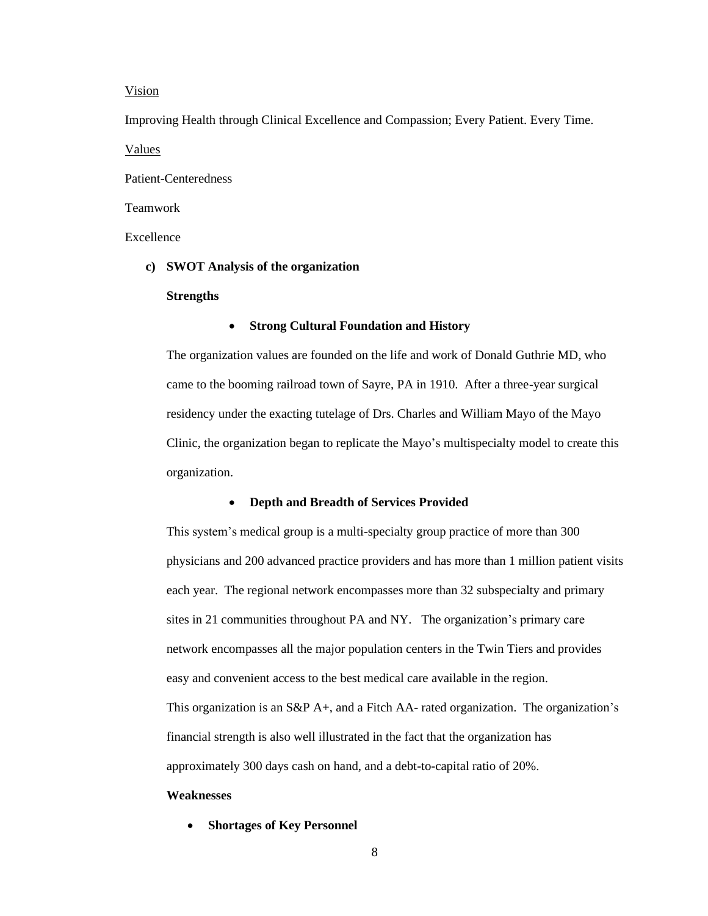Vision

Improving Health through Clinical Excellence and Compassion; Every Patient. Every Time.

Values

Patient-Centeredness

Teamwork

Excellence

**c) SWOT Analysis of the organization**

**Strengths**

- **Strong Cultural Foundation and History**

The organization values are founded on the life and work of Donald Guthrie MD, who came to the booming railroad town of Sayre, PA in 1910. After a three-year surgical residency under the exacting tutelage of Drs. Charles and William Mayo of the Mayo Clinic, the organization began to replicate the Mayo's multispecialty model to create this organization.

- **Depth and Breadth of Services Provided**

This system's medical group is a multi-specialty group practice of more than 300 physicians and 200 advanced practice providers and has more than 1 million patient visits each year. The regional network encompasses more than 32 subspecialty and primary sites in 21 communities throughout PA and NY. The organization's primary care network encompasses all the major population centers in the Twin Tiers and provides easy and convenient access to the best medical care available in the region.
This organization is an S&P A+, and a Fitch AA- rated organization. The organization's financial strength is also well illustrated in the fact that the organization has approximately 300 days cash on hand, and a debt-to-capital ratio of 20%.

**Weaknesses**

- **Shortages of Key Personnel**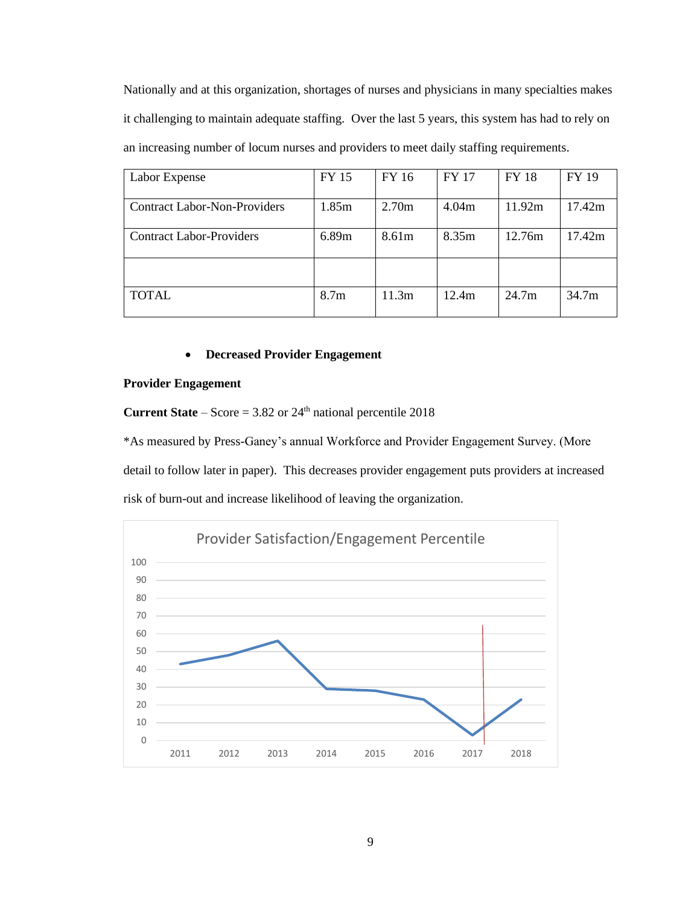Nationally and at this organization, shortages of nurses and physicians in many specialties makes it challenging to maintain adequate staffing. Over the last 5 years, this system has had to rely on an increasing number of locum nurses and providers to meet daily staffing requirements.

| Labor Expense | FY 15 | FY 16 | FY 17 | FY 18 | FY 19 |
|---|---|---|---|---|---|
| Contract Labor-Non-Providers | 1.85m | 2.70m | 4.04m | 11.92m | 17.42m |
| Contract Labor-Providers | 6.89m | 8.61m | 8.35m | 12.76m | 17.42m |
| | | | | | |
| TOTAL | 8.7m | 11.3m | 12.4m | 24.7m | 34.7m |

- **Decreased Provider Engagement**

**Provider Engagement**

**Current State** – Score = 3.82 or 24th national percentile 2018

*As measured by Press-Ganey's annual Workforce and Provider Engagement Survey. (More detail to follow later in paper). This decreases provider engagement puts providers at increased risk of burn-out and increase likelihood of leaving the organization.

Provider Satisfaction/Engagement Percentile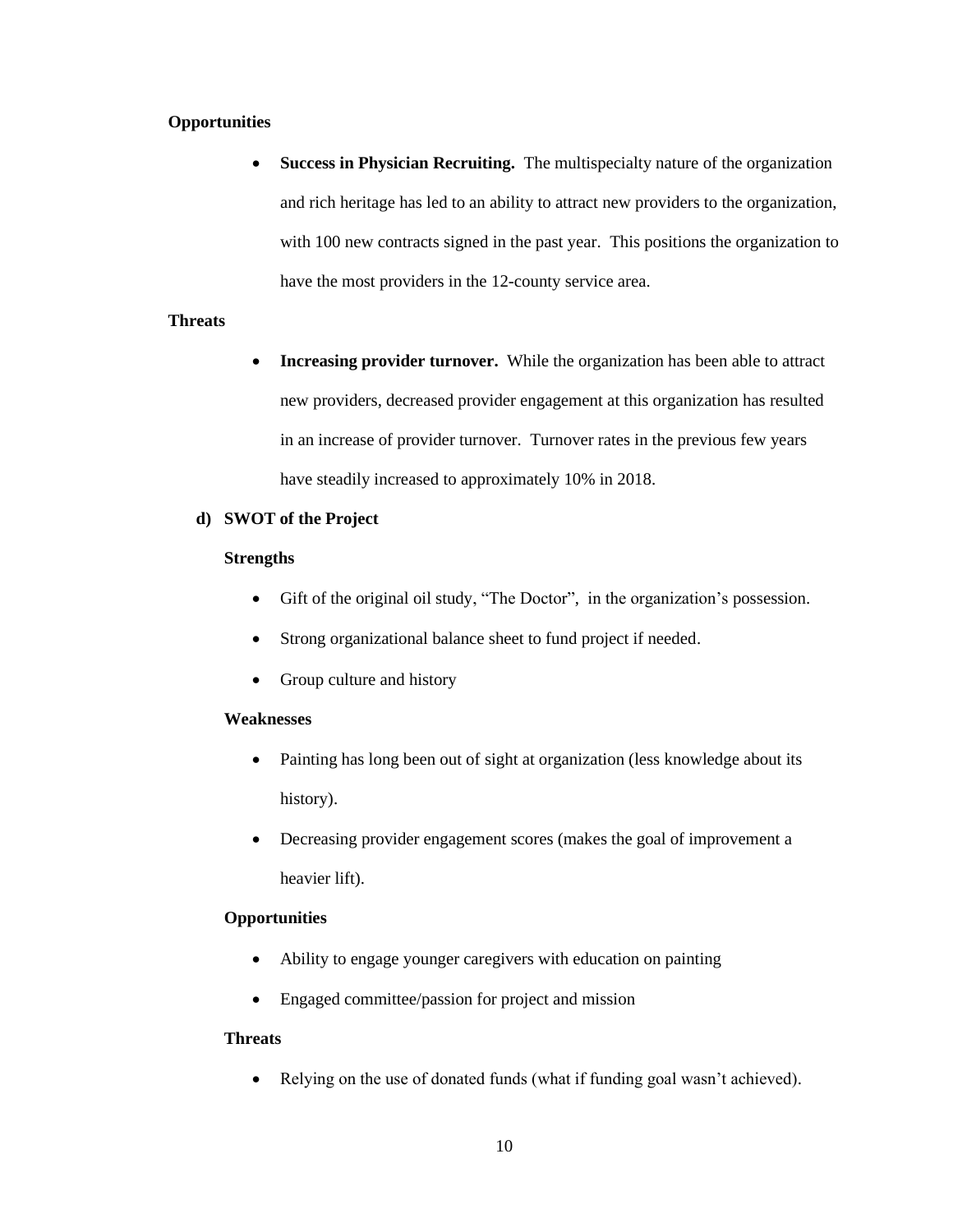**Opportunities**

- **Success in Physician Recruiting.** The multispecialty nature of the organization and rich heritage has led to an ability to attract new providers to the organization, with 100 new contracts signed in the past year. This positions the organization to have the most providers in the 12-county service area.

**Threats**

- **Increasing provider turnover.** While the organization has been able to attract new providers, decreased provider engagement at this organization has resulted in an increase of provider turnover. Turnover rates in the previous few years have steadily increased to approximately 10% in 2018.

**d) SWOT of the Project**

**Strengths**

- Gift of the original oil study, "The Doctor", in the organization's possession.
- Strong organizational balance sheet to fund project if needed.
- Group culture and history

**Weaknesses**

- Painting has long been out of sight at organization (less knowledge about its history).
- Decreasing provider engagement scores (makes the goal of improvement a heavier lift).

**Opportunities**

- Ability to engage younger caregivers with education on painting
- Engaged committee/passion for project and mission

**Threats**

- Relying on the use of donated funds (what if funding goal wasn't achieved).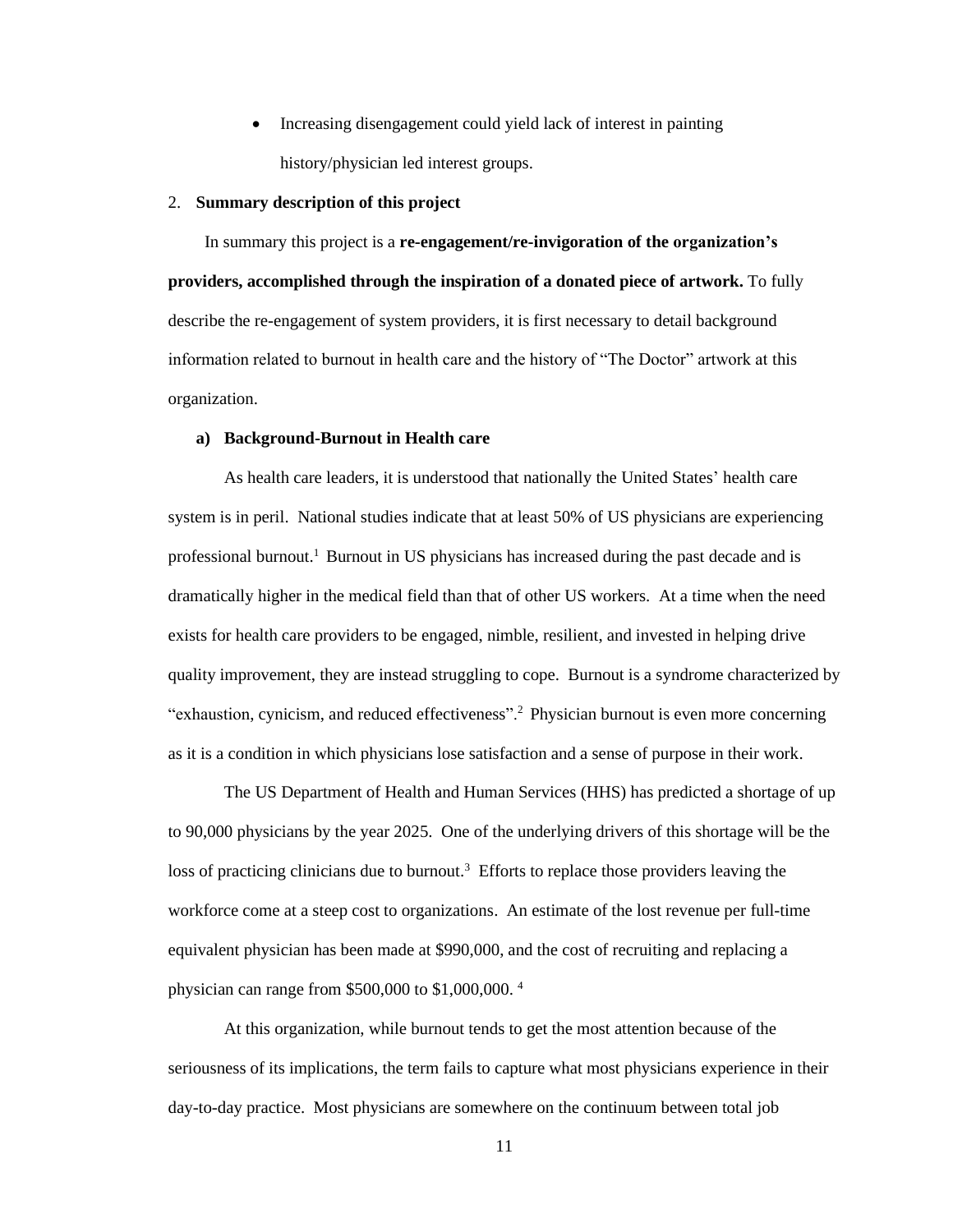- Increasing disengagement could yield lack of interest in painting history/physician led interest groups.

2. **Summary description of this project**

In summary this project is a **re-engagement/re-invigoration of the organization's providers, accomplished through the inspiration of a donated piece of artwork.** To fully describe the re-engagement of system providers, it is first necessary to detail background information related to burnout in health care and the history of "The Doctor" artwork at this organization.

**a) Background-Burnout in Health care**

As health care leaders, it is understood that nationally the United States' health care system is in peril. National studies indicate that at least 50% of US physicians are experiencing professional burnout.[1] Burnout in US physicians has increased during the past decade and is dramatically higher in the medical field than that of other US workers. At a time when the need exists for health care providers to be engaged, nimble, resilient, and invested in helping drive quality improvement, they are instead struggling to cope. Burnout is a syndrome characterized by "exhaustion, cynicism, and reduced effectiveness".[2] Physician burnout is even more concerning as it is a condition in which physicians lose satisfaction and a sense of purpose in their work.

The US Department of Health and Human Services (HHS) has predicted a shortage of up to 90,000 physicians by the year 2025. One of the underlying drivers of this shortage will be the loss of practicing clinicians due to burnout.[3] Efforts to replace those providers leaving the workforce come at a steep cost to organizations. An estimate of the lost revenue per full-time equivalent physician has been made at $990,000, and the cost of recruiting and replacing a physician can range from $500,000 to $1,000,000. [4]

At this organization, while burnout tends to get the most attention because of the seriousness of its implications, the term fails to capture what most physicians experience in their day-to-day practice. Most physicians are somewhere on the continuum between total job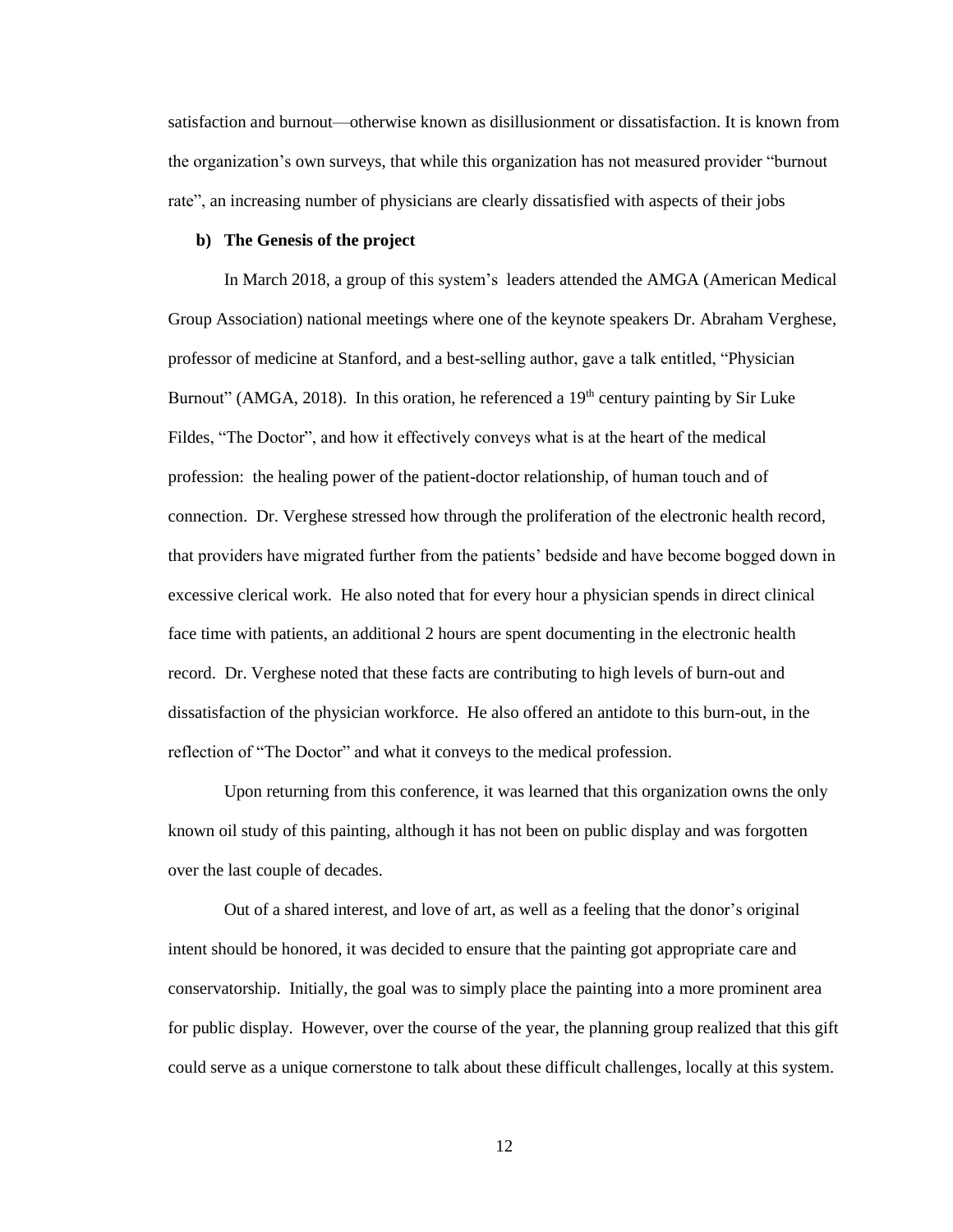satisfaction and burnout—otherwise known as disillusionment or dissatisfaction. It is known from the organization's own surveys, that while this organization has not measured provider "burnout rate", an increasing number of physicians are clearly dissatisfied with aspects of their jobs

**b) The Genesis of the project**

In March 2018, a group of this system's leaders attended the AMGA (American Medical Group Association) national meetings where one of the keynote speakers Dr. Abraham Verghese, professor of medicine at Stanford, and a best-selling author, gave a talk entitled, "Physician Burnout" (AMGA, 2018). In this oration, he referenced a 19th century painting by Sir Luke Fildes, "The Doctor", and how it effectively conveys what is at the heart of the medical profession: the healing power of the patient-doctor relationship, of human touch and of connection. Dr. Verghese stressed how through the proliferation of the electronic health record, that providers have migrated further from the patients' bedside and have become bogged down in excessive clerical work. He also noted that for every hour a physician spends in direct clinical face time with patients, an additional 2 hours are spent documenting in the electronic health record. Dr. Verghese noted that these facts are contributing to high levels of burn-out and dissatisfaction of the physician workforce. He also offered an antidote to this burn-out, in the reflection of "The Doctor" and what it conveys to the medical profession.

Upon returning from this conference, it was learned that this organization owns the only known oil study of this painting, although it has not been on public display and was forgotten over the last couple of decades.

Out of a shared interest, and love of art, as well as a feeling that the donor's original intent should be honored, it was decided to ensure that the painting got appropriate care and conservatorship. Initially, the goal was to simply place the painting into a more prominent area for public display. However, over the course of the year, the planning group realized that this gift could serve as a unique cornerstone to talk about these difficult challenges, locally at this system.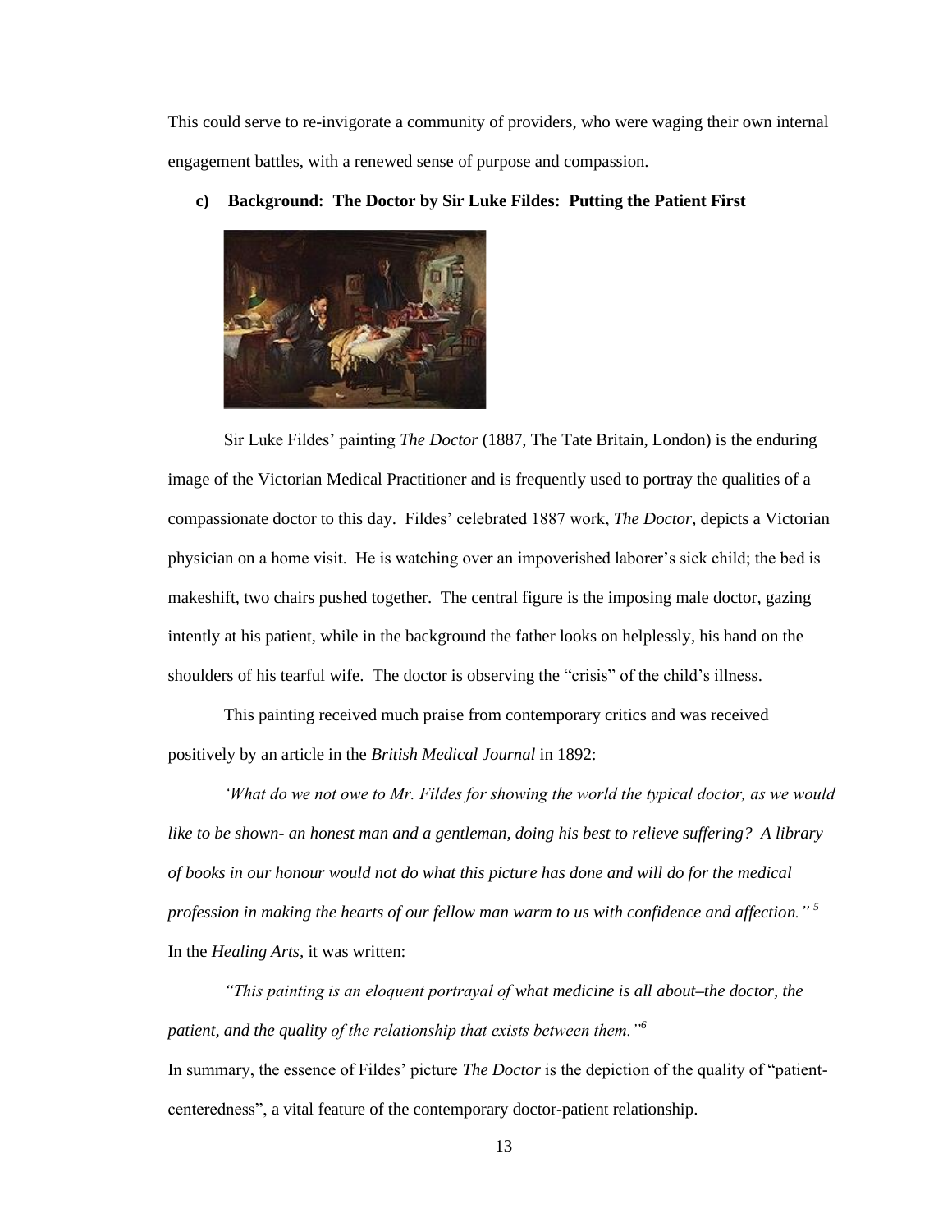This could serve to re-invigorate a community of providers, who were waging their own internal engagement battles, with a renewed sense of purpose and compassion.

**c) Background: The Doctor by Sir Luke Fildes: Putting the Patient First**

Sir Luke Fildes' painting *The Doctor* (1887, The Tate Britain, London) is the enduring image of the Victorian Medical Practitioner and is frequently used to portray the qualities of a compassionate doctor to this day. Fildes' celebrated 1887 work, *The Doctor*, depicts a Victorian physician on a home visit. He is watching over an impoverished laborer's sick child; the bed is makeshift, two chairs pushed together. The central figure is the imposing male doctor, gazing intently at his patient, while in the background the father looks on helplessly, his hand on the shoulders of his tearful wife. The doctor is observing the "crisis" of the child's illness.

This painting received much praise from contemporary critics and was received positively by an article in the *British Medical Journal* in 1892:

*'What do we not owe to Mr. Fildes for showing the world the typical doctor, as we would like to be shown- an honest man and a gentleman, doing his best to relieve suffering? A library of books in our honour would not do what this picture has done and will do for the medical profession in making the hearts of our fellow man warm to us with confidence and affection."* [5]

In the *Healing Arts*, it was written:

*"This painting is an eloquent portrayal of what medicine is all about–the doctor, the patient, and the quality of the relationship that exists between them."*[6]

In summary, the essence of Fildes' picture *The Doctor* is the depiction of the quality of "patient-centeredness", a vital feature of the contemporary doctor-patient relationship.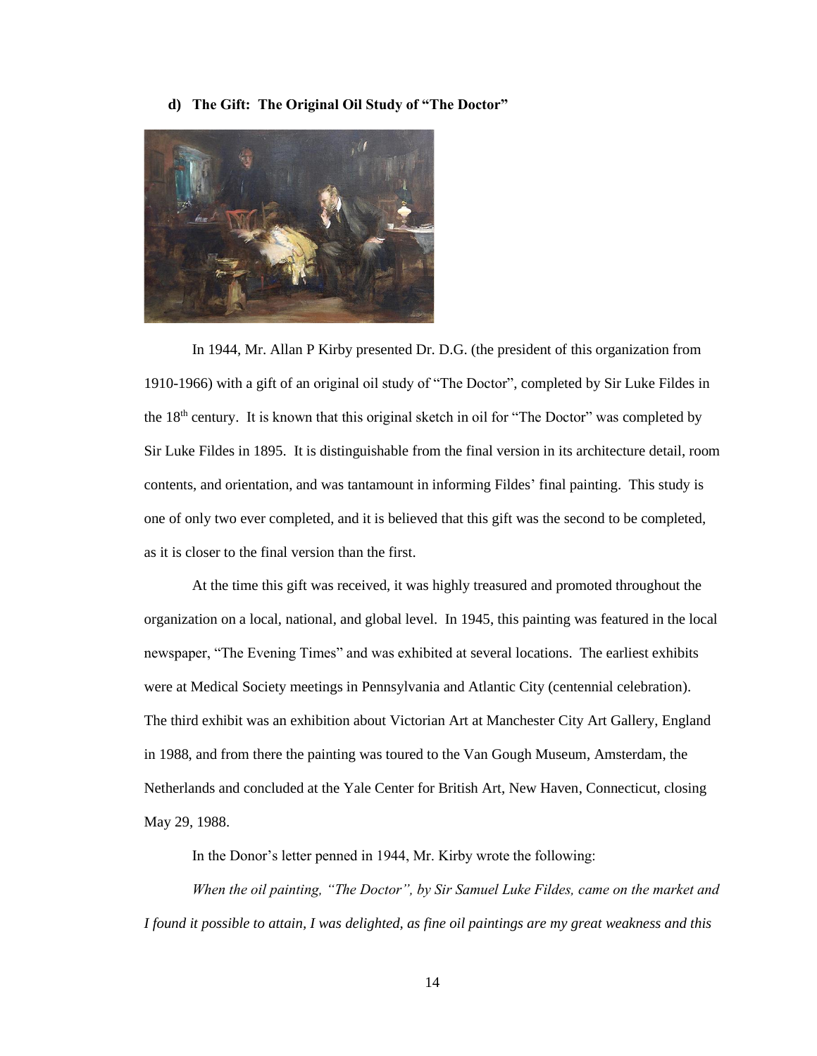**d) The Gift: The Original Oil Study of "The Doctor"**

In 1944, Mr. Allan P Kirby presented Dr. D.G. (the president of this organization from 1910-1966) with a gift of an original oil study of "The Doctor", completed by Sir Luke Fildes in the 18th century. It is known that this original sketch in oil for "The Doctor" was completed by Sir Luke Fildes in 1895. It is distinguishable from the final version in its architecture detail, room contents, and orientation, and was tantamount in informing Fildes' final painting. This study is one of only two ever completed, and it is believed that this gift was the second to be completed, as it is closer to the final version than the first.

At the time this gift was received, it was highly treasured and promoted throughout the organization on a local, national, and global level. In 1945, this painting was featured in the local newspaper, "The Evening Times" and was exhibited at several locations. The earliest exhibits were at Medical Society meetings in Pennsylvania and Atlantic City (centennial celebration). The third exhibit was an exhibition about Victorian Art at Manchester City Art Gallery, England in 1988, and from there the painting was toured to the Van Gough Museum, Amsterdam, the Netherlands and concluded at the Yale Center for British Art, New Haven, Connecticut, closing May 29, 1988.

In the Donor's letter penned in 1944, Mr. Kirby wrote the following:

*When the oil painting, "The Doctor", by Sir Samuel Luke Fildes, came on the market and I found it possible to attain, I was delighted, as fine oil paintings are my great weakness and this*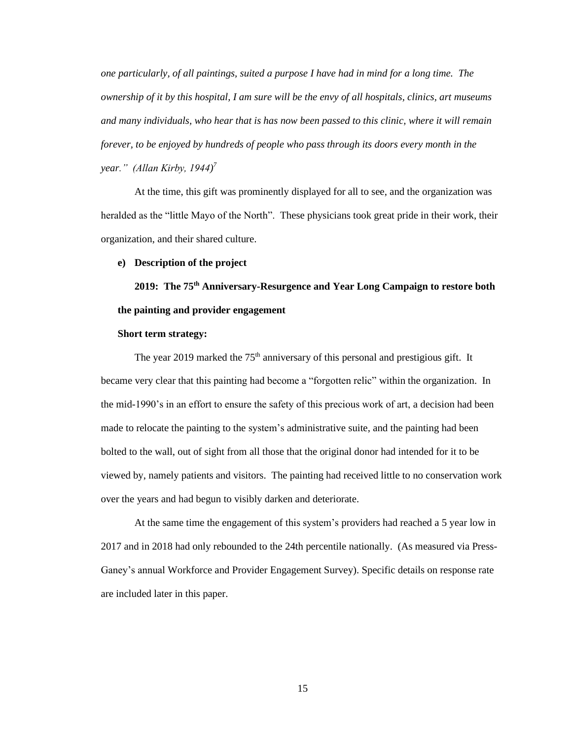*one particularly, of all paintings, suited a purpose I have had in mind for a long time. The ownership of it by this hospital, I am sure will be the envy of all hospitals, clinics, art museums and many individuals, who hear that is has now been passed to this clinic, where it will remain forever, to be enjoyed by hundreds of people who pass through its doors every month in the year." (Allan Kirby, 1944)*[7]

At the time, this gift was prominently displayed for all to see, and the organization was heralded as the "little Mayo of the North". These physicians took great pride in their work, their organization, and their shared culture.

**e) Description of the project**

**2019: The 75th Anniversary-Resurgence and Year Long Campaign to restore both the painting and provider engagement**

**Short term strategy:**

The year 2019 marked the 75th anniversary of this personal and prestigious gift. It became very clear that this painting had become a "forgotten relic" within the organization. In the mid-1990's in an effort to ensure the safety of this precious work of art, a decision had been made to relocate the painting to the system's administrative suite, and the painting had been bolted to the wall, out of sight from all those that the original donor had intended for it to be viewed by, namely patients and visitors. The painting had received little to no conservation work over the years and had begun to visibly darken and deteriorate.

At the same time the engagement of this system's providers had reached a 5 year low in 2017 and in 2018 had only rebounded to the 24th percentile nationally. (As measured via Press-Ganey's annual Workforce and Provider Engagement Survey). Specific details on response rate are included later in this paper.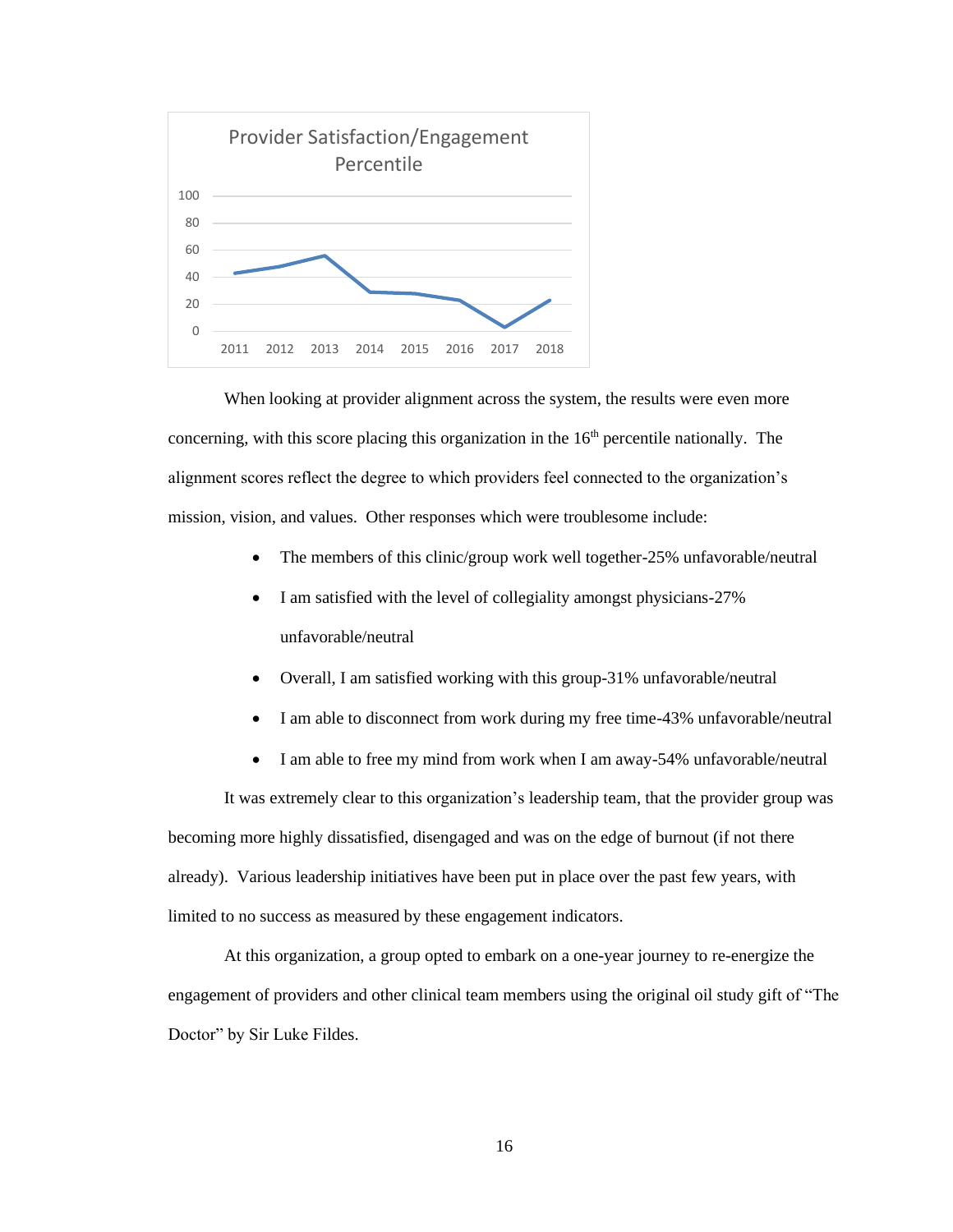Provider Satisfaction/Engagement Percentile

When looking at provider alignment across the system, the results were even more concerning, with this score placing this organization in the 16th percentile nationally. The alignment scores reflect the degree to which providers feel connected to the organization's mission, vision, and values. Other responses which were troublesome include:

- The members of this clinic/group work well together-25% unfavorable/neutral
- I am satisfied with the level of collegiality amongst physicians-27% unfavorable/neutral
- Overall, I am satisfied working with this group-31% unfavorable/neutral
- I am able to disconnect from work during my free time-43% unfavorable/neutral
- I am able to free my mind from work when I am away-54% unfavorable/neutral

It was extremely clear to this organization's leadership team, that the provider group was becoming more highly dissatisfied, disengaged and was on the edge of burnout (if not there already). Various leadership initiatives have been put in place over the past few years, with limited to no success as measured by these engagement indicators.

At this organization, a group opted to embark on a one-year journey to re-energize the engagement of providers and other clinical team members using the original oil study gift of "The Doctor" by Sir Luke Fildes.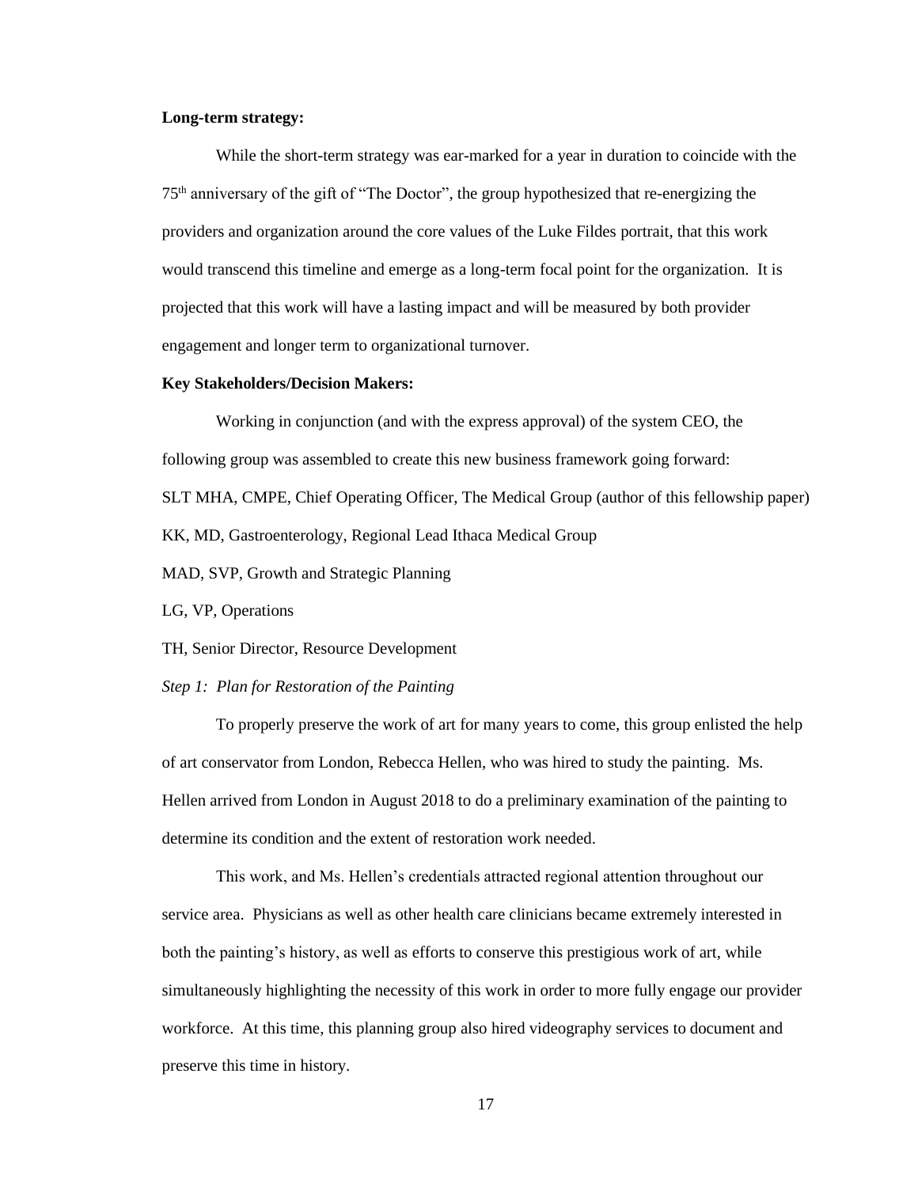**Long-term strategy:**

While the short-term strategy was ear-marked for a year in duration to coincide with the 75th anniversary of the gift of "The Doctor", the group hypothesized that re-energizing the providers and organization around the core values of the Luke Fildes portrait, that this work would transcend this timeline and emerge as a long-term focal point for the organization. It is projected that this work will have a lasting impact and will be measured by both provider engagement and longer term to organizational turnover.

**Key Stakeholders/Decision Makers:**

Working in conjunction (and with the express approval) of the system CEO, the following group was assembled to create this new business framework going forward:

SLT MHA, CMPE, Chief Operating Officer, The Medical Group (author of this fellowship paper)

KK, MD, Gastroenterology, Regional Lead Ithaca Medical Group

MAD, SVP, Growth and Strategic Planning

LG, VP, Operations

TH, Senior Director, Resource Development

*Step 1: Plan for Restoration of the Painting*

To properly preserve the work of art for many years to come, this group enlisted the help of art conservator from London, Rebecca Hellen, who was hired to study the painting. Ms. Hellen arrived from London in August 2018 to do a preliminary examination of the painting to determine its condition and the extent of restoration work needed.

This work, and Ms. Hellen's credentials attracted regional attention throughout our service area. Physicians as well as other health care clinicians became extremely interested in both the painting's history, as well as efforts to conserve this prestigious work of art, while simultaneously highlighting the necessity of this work in order to more fully engage our provider workforce. At this time, this planning group also hired videography services to document and preserve this time in history.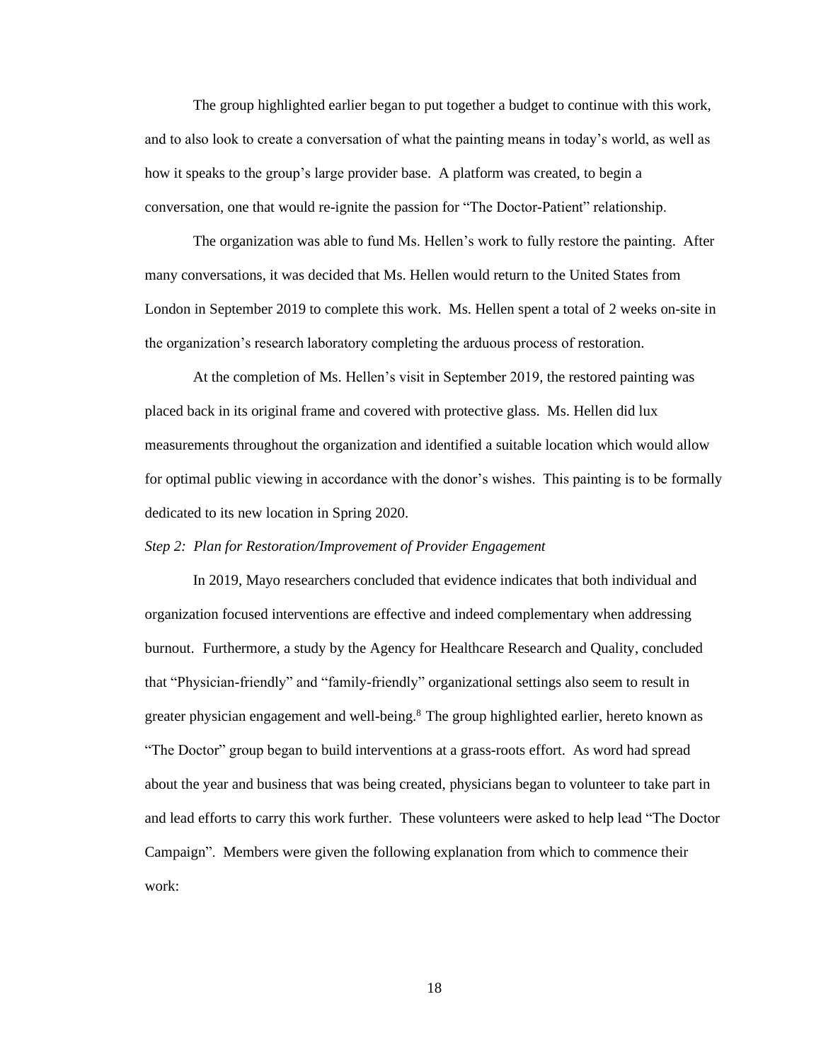The group highlighted earlier began to put together a budget to continue with this work, and to also look to create a conversation of what the painting means in today's world, as well as how it speaks to the group's large provider base. A platform was created, to begin a conversation, one that would re-ignite the passion for "The Doctor-Patient" relationship.

The organization was able to fund Ms. Hellen's work to fully restore the painting. After many conversations, it was decided that Ms. Hellen would return to the United States from London in September 2019 to complete this work. Ms. Hellen spent a total of 2 weeks on-site in the organization's research laboratory completing the arduous process of restoration.

At the completion of Ms. Hellen's visit in September 2019, the restored painting was placed back in its original frame and covered with protective glass. Ms. Hellen did lux measurements throughout the organization and identified a suitable location which would allow for optimal public viewing in accordance with the donor's wishes. This painting is to be formally dedicated to its new location in Spring 2020.

*Step 2: Plan for Restoration/Improvement of Provider Engagement*

In 2019, Mayo researchers concluded that evidence indicates that both individual and organization focused interventions are effective and indeed complementary when addressing burnout. Furthermore, a study by the Agency for Healthcare Research and Quality, concluded that "Physician-friendly" and "family-friendly" organizational settings also seem to result in greater physician engagement and well-being.[8] The group highlighted earlier, hereto known as "The Doctor" group began to build interventions at a grass-roots effort. As word had spread about the year and business that was being created, physicians began to volunteer to take part in and lead efforts to carry this work further. These volunteers were asked to help lead "The Doctor Campaign". Members were given the following explanation from which to commence their work: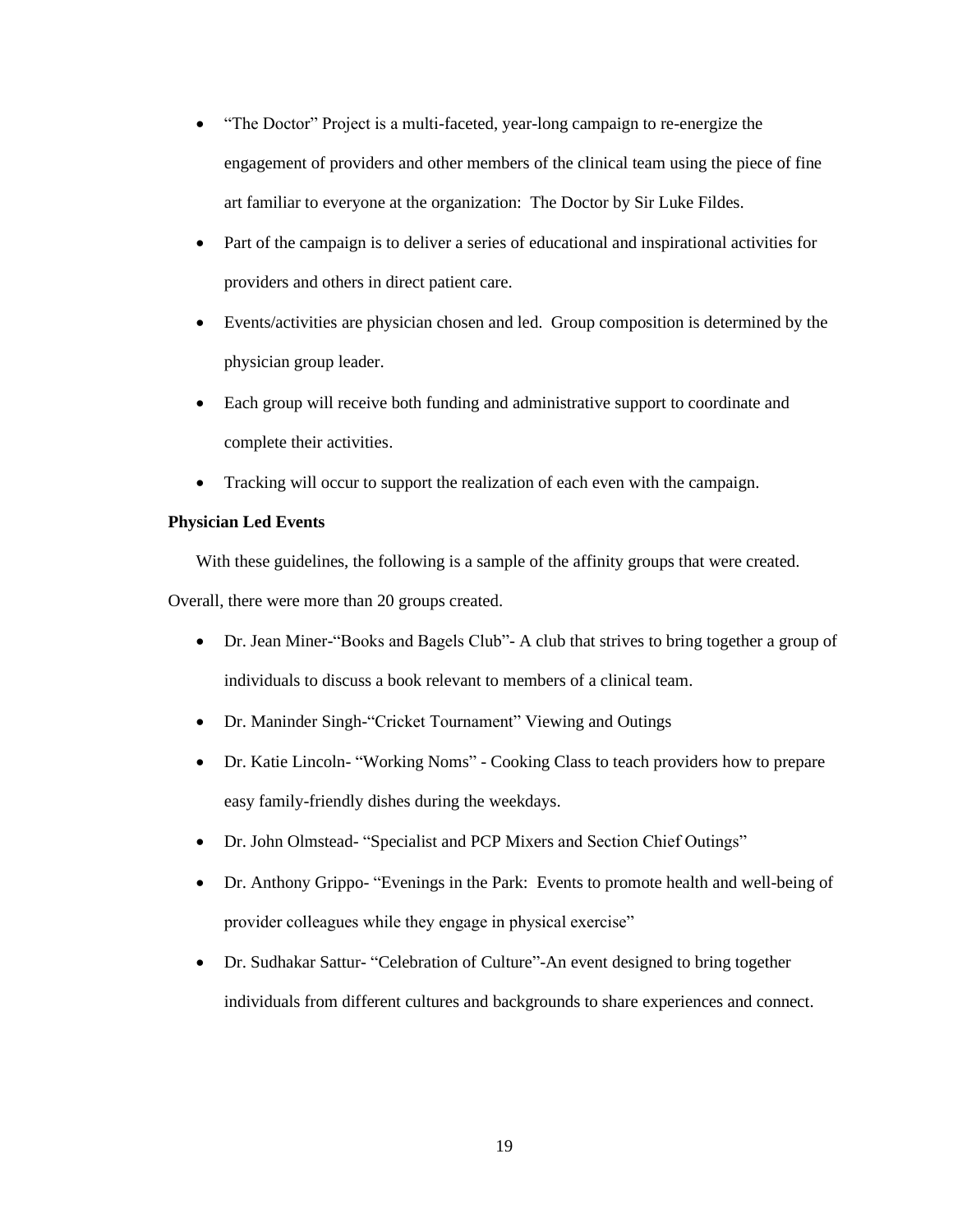- "The Doctor" Project is a multi-faceted, year-long campaign to re-energize the engagement of providers and other members of the clinical team using the piece of fine art familiar to everyone at the organization: The Doctor by Sir Luke Fildes.
- Part of the campaign is to deliver a series of educational and inspirational activities for providers and others in direct patient care.
- Events/activities are physician chosen and led. Group composition is determined by the physician group leader.
- Each group will receive both funding and administrative support to coordinate and complete their activities.
- Tracking will occur to support the realization of each even with the campaign.

**Physician Led Events**

With these guidelines, the following is a sample of the affinity groups that were created. Overall, there were more than 20 groups created.

- Dr. Jean Miner-"Books and Bagels Club"- A club that strives to bring together a group of individuals to discuss a book relevant to members of a clinical team.
- Dr. Maninder Singh-"Cricket Tournament" Viewing and Outings
- Dr. Katie Lincoln- "Working Noms" - Cooking Class to teach providers how to prepare easy family-friendly dishes during the weekdays.
- Dr. John Olmstead- "Specialist and PCP Mixers and Section Chief Outings"
- Dr. Anthony Grippo- "Evenings in the Park: Events to promote health and well-being of provider colleagues while they engage in physical exercise"
- Dr. Sudhakar Sattur- "Celebration of Culture"-An event designed to bring together individuals from different cultures and backgrounds to share experiences and connect.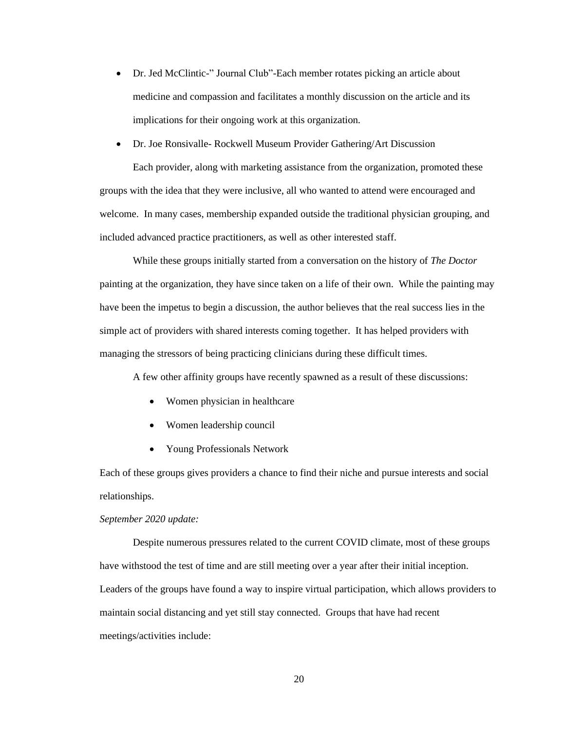- Dr. Jed McClintic-" Journal Club"-Each member rotates picking an article about medicine and compassion and facilitates a monthly discussion on the article and its implications for their ongoing work at this organization.
- Dr. Joe Ronsivalle- Rockwell Museum Provider Gathering/Art Discussion

Each provider, along with marketing assistance from the organization, promoted these groups with the idea that they were inclusive, all who wanted to attend were encouraged and welcome. In many cases, membership expanded outside the traditional physician grouping, and included advanced practice practitioners, as well as other interested staff.

While these groups initially started from a conversation on the history of *The Doctor* painting at the organization, they have since taken on a life of their own. While the painting may have been the impetus to begin a discussion, the author believes that the real success lies in the simple act of providers with shared interests coming together. It has helped providers with managing the stressors of being practicing clinicians during these difficult times.

A few other affinity groups have recently spawned as a result of these discussions:

- Women physician in healthcare
- Women leadership council
- Young Professionals Network

Each of these groups gives providers a chance to find their niche and pursue interests and social relationships.

*September 2020 update:*

Despite numerous pressures related to the current COVID climate, most of these groups have withstood the test of time and are still meeting over a year after their initial inception. Leaders of the groups have found a way to inspire virtual participation, which allows providers to maintain social distancing and yet still stay connected. Groups that have had recent meetings/activities include: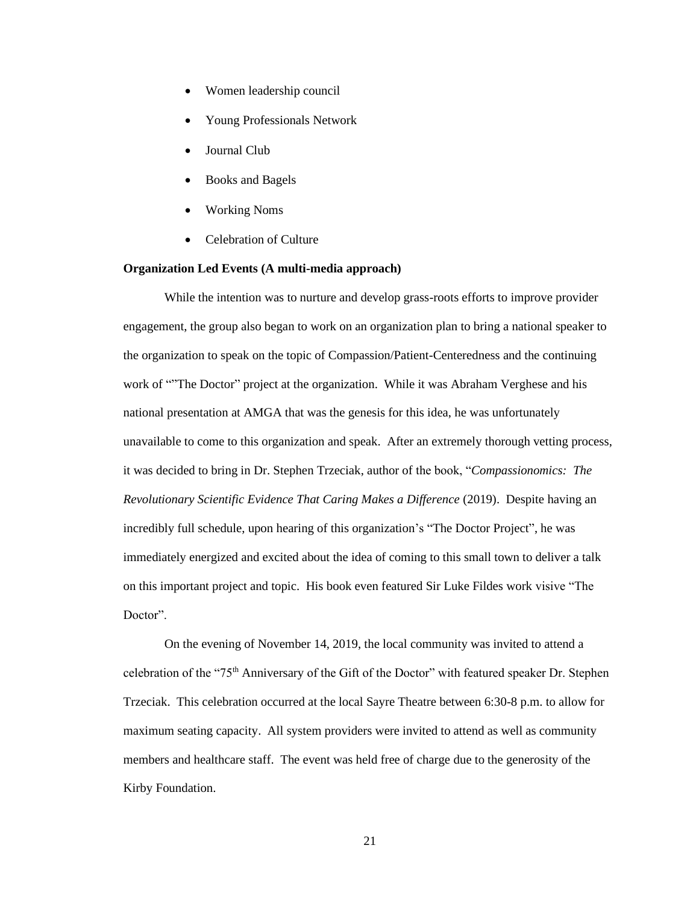- Women leadership council
- Young Professionals Network
- Journal Club
- Books and Bagels
- Working Noms
- Celebration of Culture

**Organization Led Events (A multi-media approach)**

While the intention was to nurture and develop grass-roots efforts to improve provider engagement, the group also began to work on an organization plan to bring a national speaker to the organization to speak on the topic of Compassion/Patient-Centeredness and the continuing work of ""The Doctor" project at the organization. While it was Abraham Verghese and his national presentation at AMGA that was the genesis for this idea, he was unfortunately unavailable to come to this organization and speak. After an extremely thorough vetting process, it was decided to bring in Dr. Stephen Trzeciak, author of the book, "*Compassionomics: The Revolutionary Scientific Evidence That Caring Makes a Difference* (2019). Despite having an incredibly full schedule, upon hearing of this organization's "The Doctor Project", he was immediately energized and excited about the idea of coming to this small town to deliver a talk on this important project and topic. His book even featured Sir Luke Fildes work visive "The Doctor".

On the evening of November 14, 2019, the local community was invited to attend a celebration of the "75th Anniversary of the Gift of the Doctor" with featured speaker Dr. Stephen Trzeciak. This celebration occurred at the local Sayre Theatre between 6:30-8 p.m. to allow for maximum seating capacity. All system providers were invited to attend as well as community members and healthcare staff. The event was held free of charge due to the generosity of the Kirby Foundation.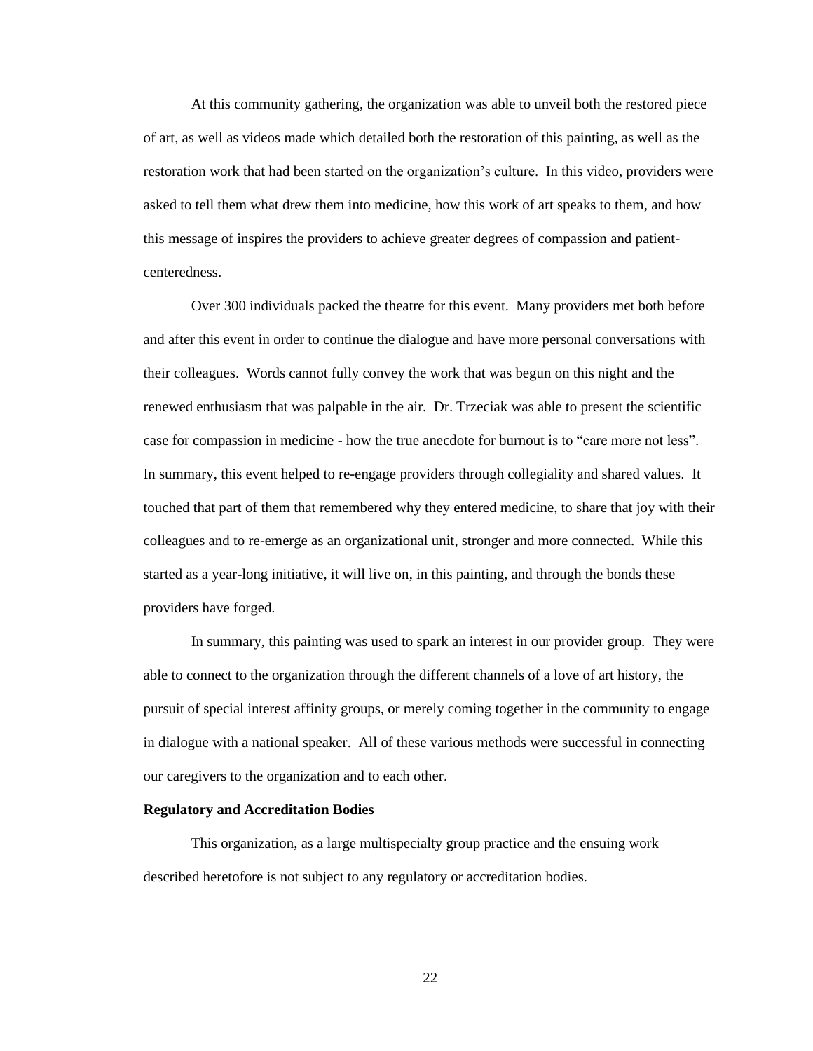At this community gathering, the organization was able to unveil both the restored piece of art, as well as videos made which detailed both the restoration of this painting, as well as the restoration work that had been started on the organization's culture. In this video, providers were asked to tell them what drew them into medicine, how this work of art speaks to them, and how this message of inspires the providers to achieve greater degrees of compassion and patient-centeredness.

Over 300 individuals packed the theatre for this event. Many providers met both before and after this event in order to continue the dialogue and have more personal conversations with their colleagues. Words cannot fully convey the work that was begun on this night and the renewed enthusiasm that was palpable in the air. Dr. Trzeciak was able to present the scientific case for compassion in medicine - how the true anecdote for burnout is to "care more not less". In summary, this event helped to re-engage providers through collegiality and shared values. It touched that part of them that remembered why they entered medicine, to share that joy with their colleagues and to re-emerge as an organizational unit, stronger and more connected. While this started as a year-long initiative, it will live on, in this painting, and through the bonds these providers have forged.

In summary, this painting was used to spark an interest in our provider group. They were able to connect to the organization through the different channels of a love of art history, the pursuit of special interest affinity groups, or merely coming together in the community to engage in dialogue with a national speaker. All of these various methods were successful in connecting our caregivers to the organization and to each other.

**Regulatory and Accreditation Bodies**

This organization, as a large multispecialty group practice and the ensuing work described heretofore is not subject to any regulatory or accreditation bodies.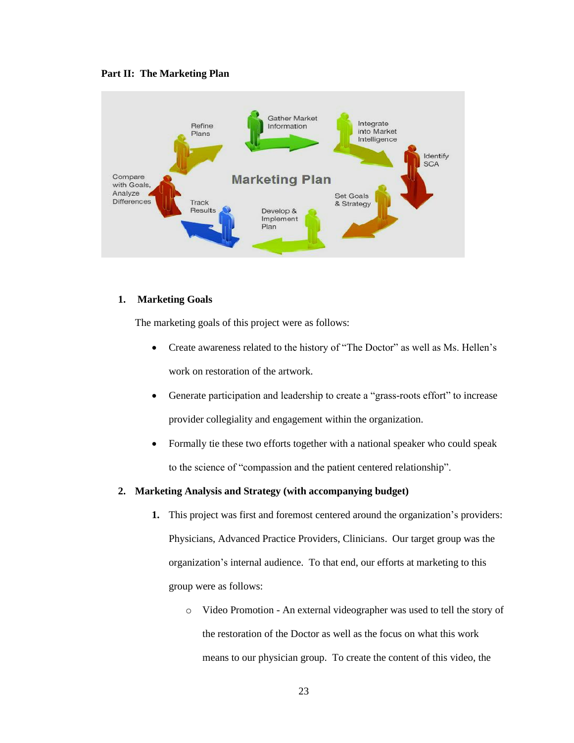**Part II: The Marketing Plan**

1. **Marketing Goals**

The marketing goals of this project were as follows:

- Create awareness related to the history of "The Doctor" as well as Ms. Hellen's work on restoration of the artwork.
- Generate participation and leadership to create a "grass-roots effort" to increase provider collegiality and engagement within the organization.
- Formally tie these two efforts together with a national speaker who could speak to the science of "compassion and the patient centered relationship".

2. **Marketing Analysis and Strategy (with accompanying budget)**

   1. This project was first and foremost centered around the organization's providers: Physicians, Advanced Practice Providers, Clinicians. Our target group was the organization's internal audience. To that end, our efforts at marketing to this group were as follows:

      - Video Promotion - An external videographer was used to tell the story of the restoration of the Doctor as well as the focus on what this work means to our physician group. To create the content of this video, the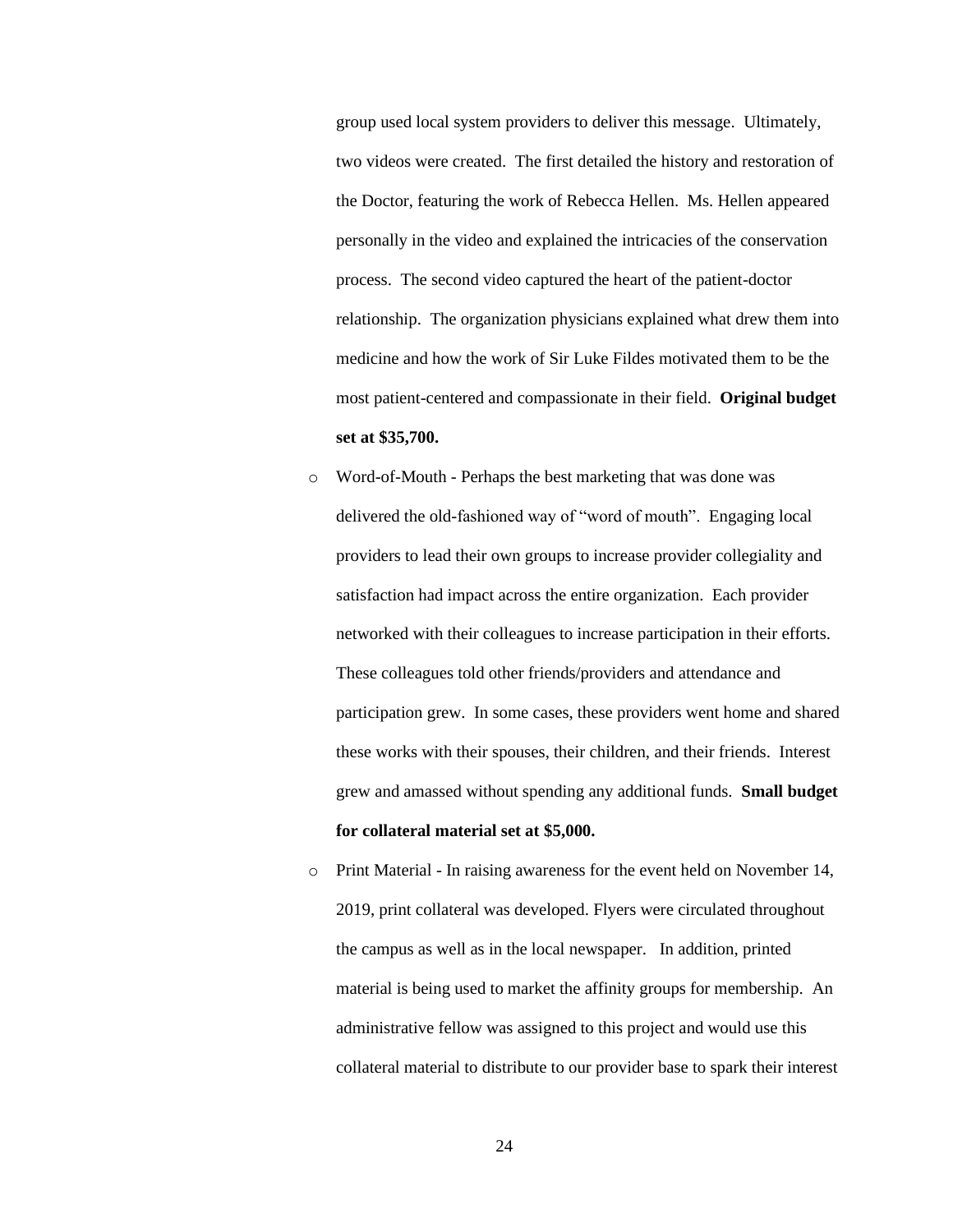group used local system providers to deliver this message. Ultimately, two videos were created. The first detailed the history and restoration of the Doctor, featuring the work of Rebecca Hellen. Ms. Hellen appeared personally in the video and explained the intricacies of the conservation process. The second video captured the heart of the patient-doctor relationship. The organization physicians explained what drew them into medicine and how the work of Sir Luke Fildes motivated them to be the most patient-centered and compassionate in their field. **Original budget set at $35,700.**

- Word-of-Mouth - Perhaps the best marketing that was done was delivered the old-fashioned way of "word of mouth". Engaging local providers to lead their own groups to increase provider collegiality and satisfaction had impact across the entire organization. Each provider networked with their colleagues to increase participation in their efforts. These colleagues told other friends/providers and attendance and participation grew. In some cases, these providers went home and shared these works with their spouses, their children, and their friends. Interest grew and amassed without spending any additional funds. **Small budget for collateral material set at $5,000.**
- Print Material - In raising awareness for the event held on November 14, 2019, print collateral was developed. Flyers were circulated throughout the campus as well as in the local newspaper. In addition, printed material is being used to market the affinity groups for membership. An administrative fellow was assigned to this project and would use this collateral material to distribute to our provider base to spark their interest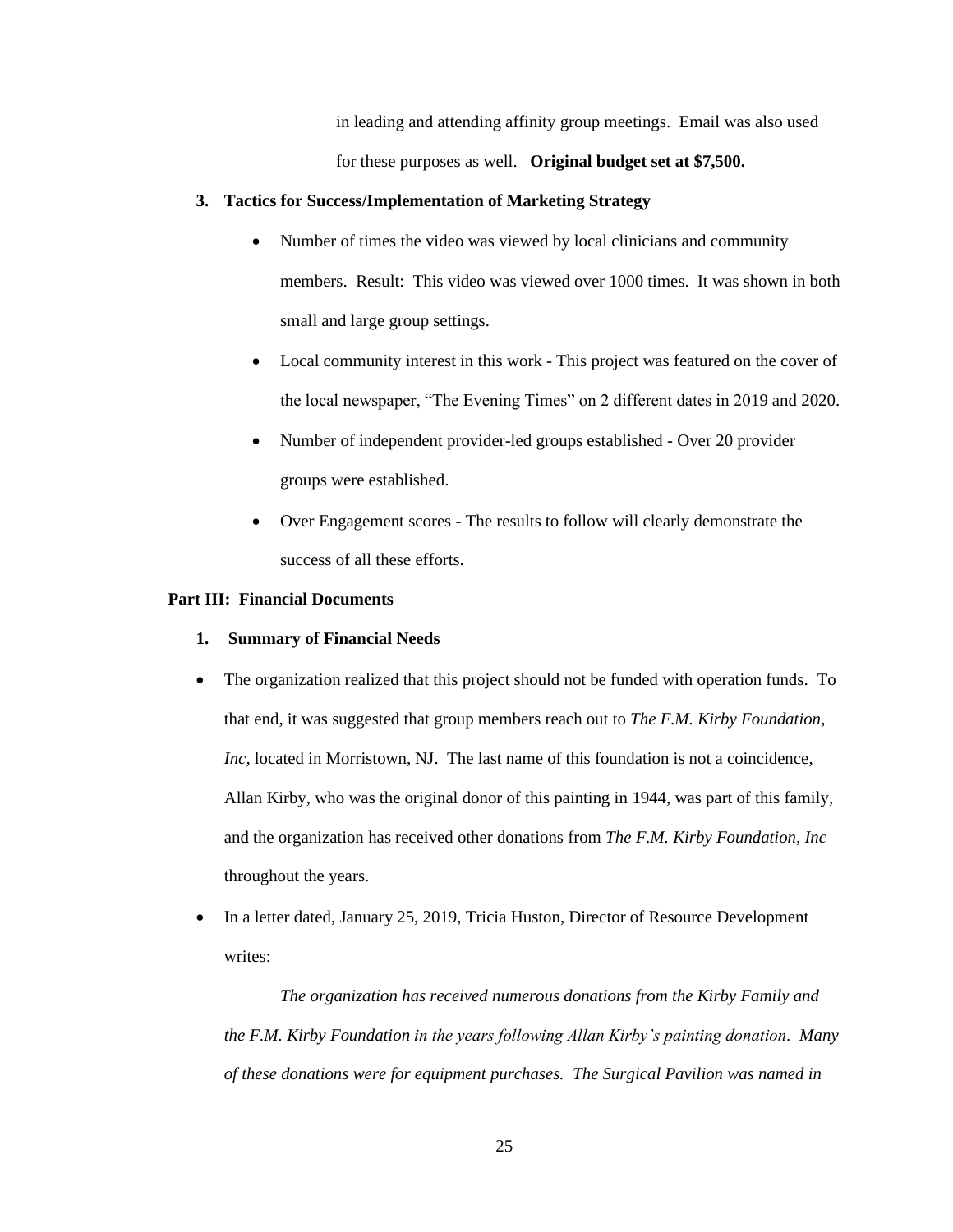in leading and attending affinity group meetings. Email was also used for these purposes as well. **Original budget set at $7,500.**

**3. Tactics for Success/Implementation of Marketing Strategy**

- Number of times the video was viewed by local clinicians and community members. Result: This video was viewed over 1000 times. It was shown in both small and large group settings.
- Local community interest in this work - This project was featured on the cover of the local newspaper, "The Evening Times" on 2 different dates in 2019 and 2020.
- Number of independent provider-led groups established - Over 20 provider groups were established.
- Over Engagement scores - The results to follow will clearly demonstrate the success of all these efforts.

**Part III: Financial Documents**

**1. Summary of Financial Needs**

- The organization realized that this project should not be funded with operation funds. To that end, it was suggested that group members reach out to *The F.M. Kirby Foundation, Inc,* located in Morristown, NJ. The last name of this foundation is not a coincidence, Allan Kirby, who was the original donor of this painting in 1944, was part of this family, and the organization has received other donations from *The F.M. Kirby Foundation, Inc* throughout the years.
- In a letter dated, January 25, 2019, Tricia Huston, Director of Resource Development writes:

*The organization has received numerous donations from the Kirby Family and the F.M. Kirby Foundation in the years following Allan Kirby's painting donation. Many of these donations were for equipment purchases. The Surgical Pavilion was named in*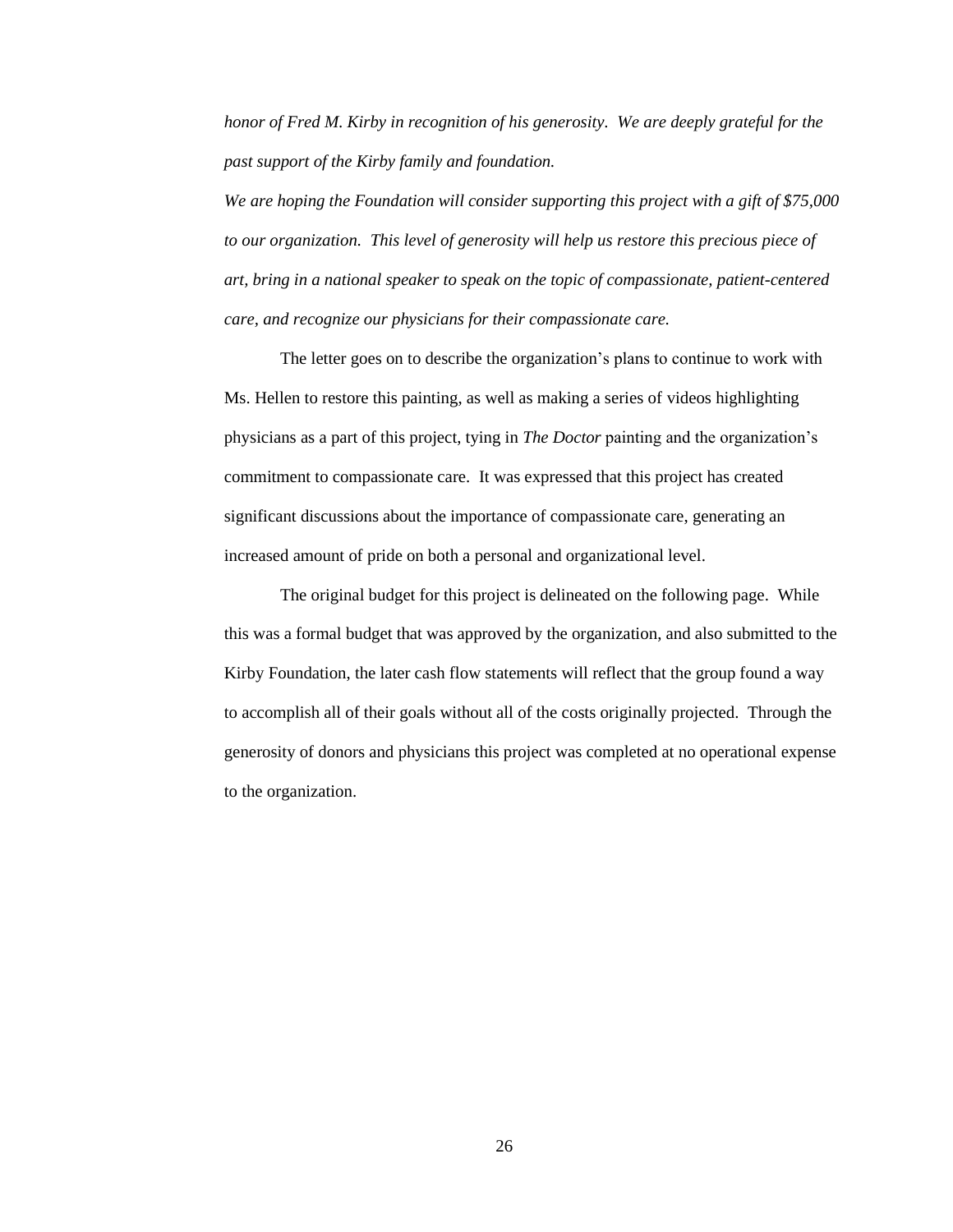*honor of Fred M. Kirby in recognition of his generosity. We are deeply grateful for the past support of the Kirby family and foundation.*

*We are hoping the Foundation will consider supporting this project with a gift of $75,000 to our organization. This level of generosity will help us restore this precious piece of art, bring in a national speaker to speak on the topic of compassionate, patient-centered care, and recognize our physicians for their compassionate care.*

The letter goes on to describe the organization's plans to continue to work with Ms. Hellen to restore this painting, as well as making a series of videos highlighting physicians as a part of this project, tying in *The Doctor* painting and the organization's commitment to compassionate care. It was expressed that this project has created significant discussions about the importance of compassionate care, generating an increased amount of pride on both a personal and organizational level.

The original budget for this project is delineated on the following page. While this was a formal budget that was approved by the organization, and also submitted to the Kirby Foundation, the later cash flow statements will reflect that the group found a way to accomplish all of their goals without all of the costs originally projected. Through the generosity of donors and physicians this project was completed at no operational expense to the organization.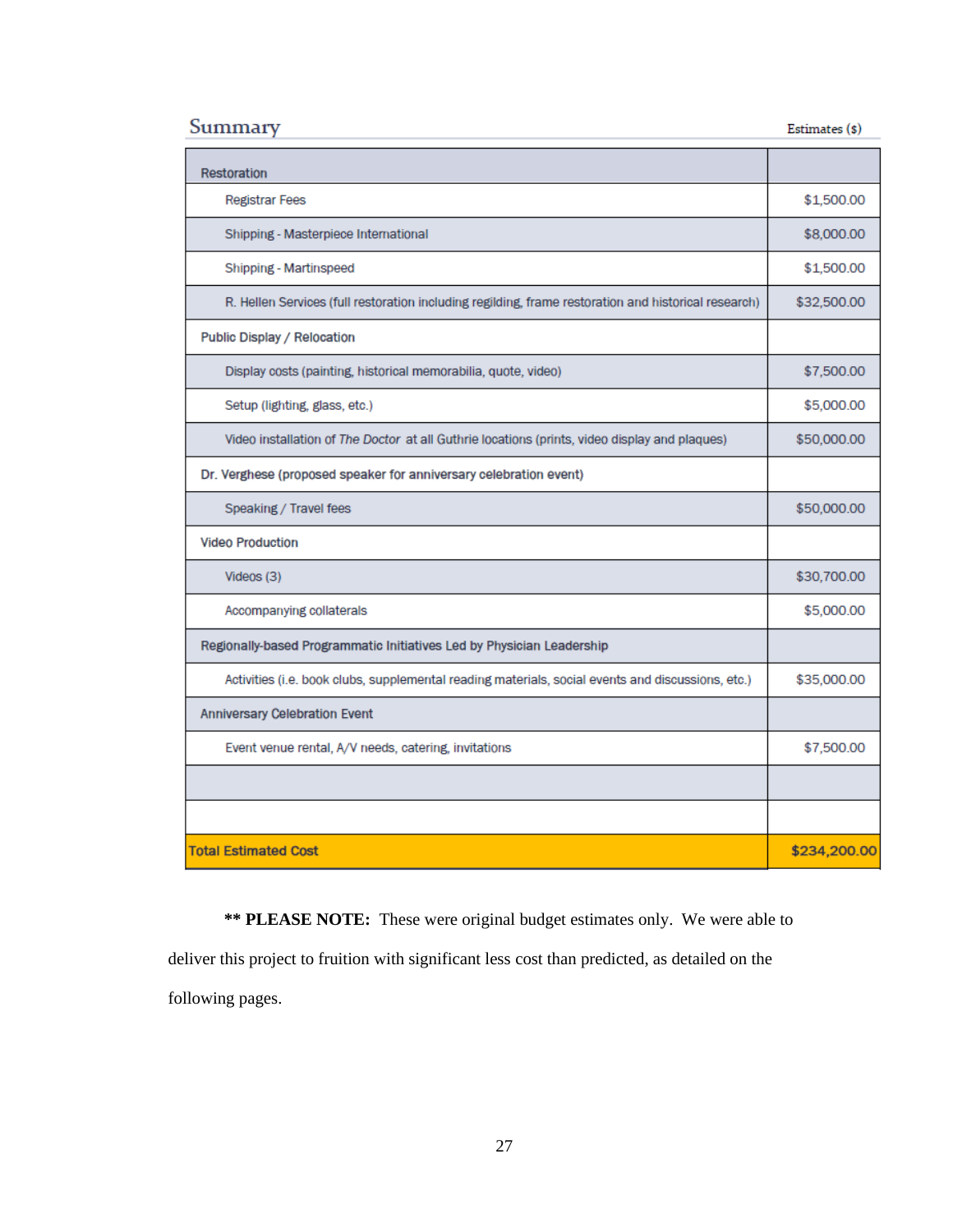## Summary

| | Estimates ($) |
|---|---|
| Restoration | |
| Registrar Fees | $1,500.00 |
| Shipping - Masterpiece International | $8,000.00 |
| Shipping - Martinspeed | $1,500.00 |
| R. Hellen Services (full restoration including regilding, frame restoration and historical research) | $32,500.00 |
| Public Display / Relocation | |
| Display costs (painting, historical memorabilia, quote, video) | $7,500.00 |
| Setup (lighting, glass, etc.) | $5,000.00 |
| Video installation of *The Doctor* at all Guthrie locations (prints, video display and plaques) | $50,000.00 |
| Dr. Verghese (proposed speaker for anniversary celebration event) | |
| Speaking / Travel fees | $50,000.00 |
| Video Production | |
| Videos (3) | $30,700.00 |
| Accompanying collaterals | $5,000.00 |
| Regionally-based Programmatic Initiatives Led by Physician Leadership | |
| Activities (i.e. book clubs, supplemental reading materials, social events and discussions, etc.) | $35,000.00 |
| Anniversary Celebration Event | |
| Event venue rental, A/V needs, catering, invitations | $7,500.00 |
| | |
| | |
| **Total Estimated Cost** | **$234,200.00** |

**\*\* PLEASE NOTE:** These were original budget estimates only. We were able to deliver this project to fruition with significant less cost than predicted, as detailed on the following pages.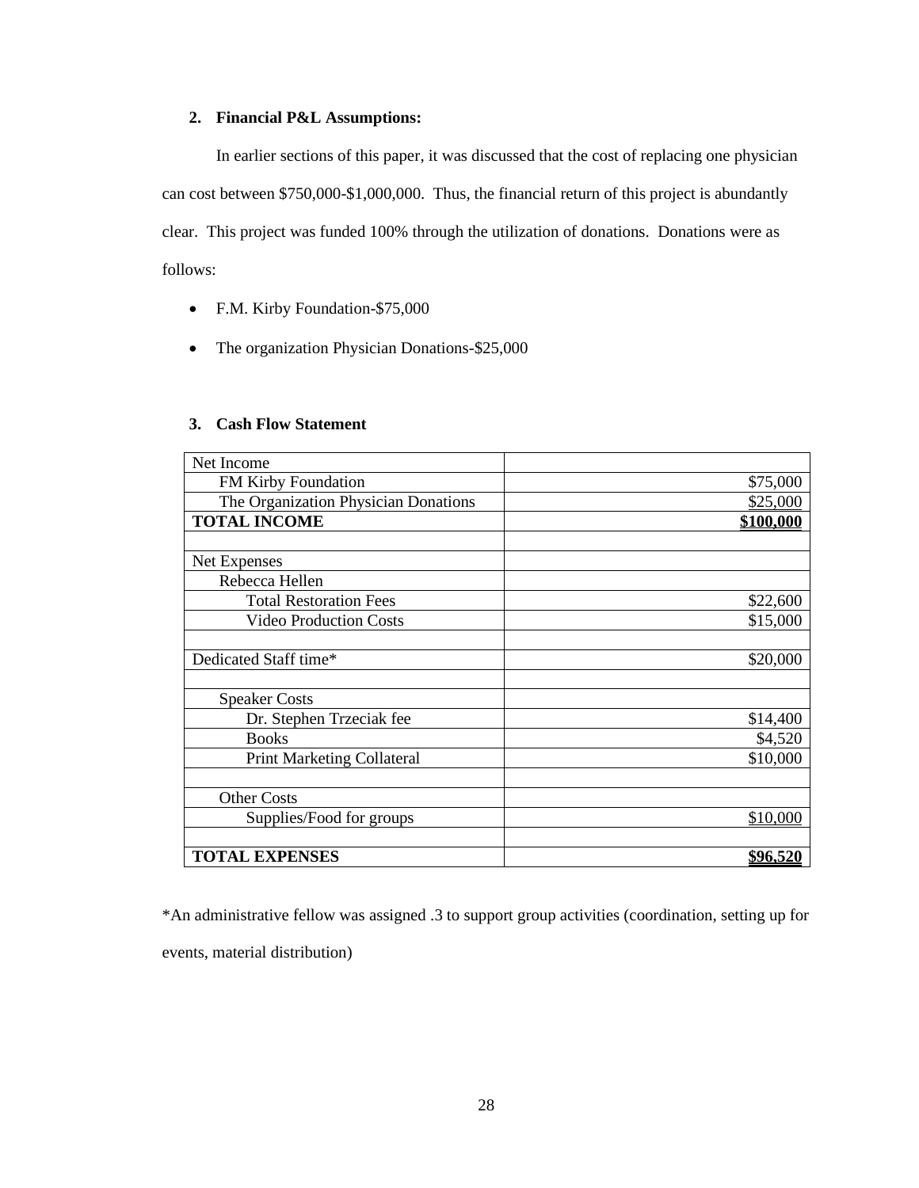**2. Financial P&L Assumptions:**

In earlier sections of this paper, it was discussed that the cost of replacing one physician can cost between $750,000-$1,000,000. Thus, the financial return of this project is abundantly clear. This project was funded 100% through the utilization of donations. Donations were as follows:

- F.M. Kirby Foundation-$75,000
- The organization Physician Donations-$25,000

**3. Cash Flow Statement**

| | |
|---|---:|
| Net Income | |
| FM Kirby Foundation | $75,000 |
| The Organization Physician Donations | $25,000 |
| **TOTAL INCOME** | **$100,000** |
| | |
| Net Expenses | |
| Rebecca Hellen | |
| Total Restoration Fees | $22,600 |
| Video Production Costs | $15,000 |
| | |
| Dedicated Staff time* | $20,000 |
| | |
| Speaker Costs | |
| Dr. Stephen Trzeciak fee | $14,400 |
| Books | $4,520 |
| Print Marketing Collateral | $10,000 |
| | |
| Other Costs | |
| Supplies/Food for groups | $10,000 |
| | |
| **TOTAL EXPENSES** | **$96,520** |

*An administrative fellow was assigned .3 to support group activities (coordination, setting up for events, material distribution)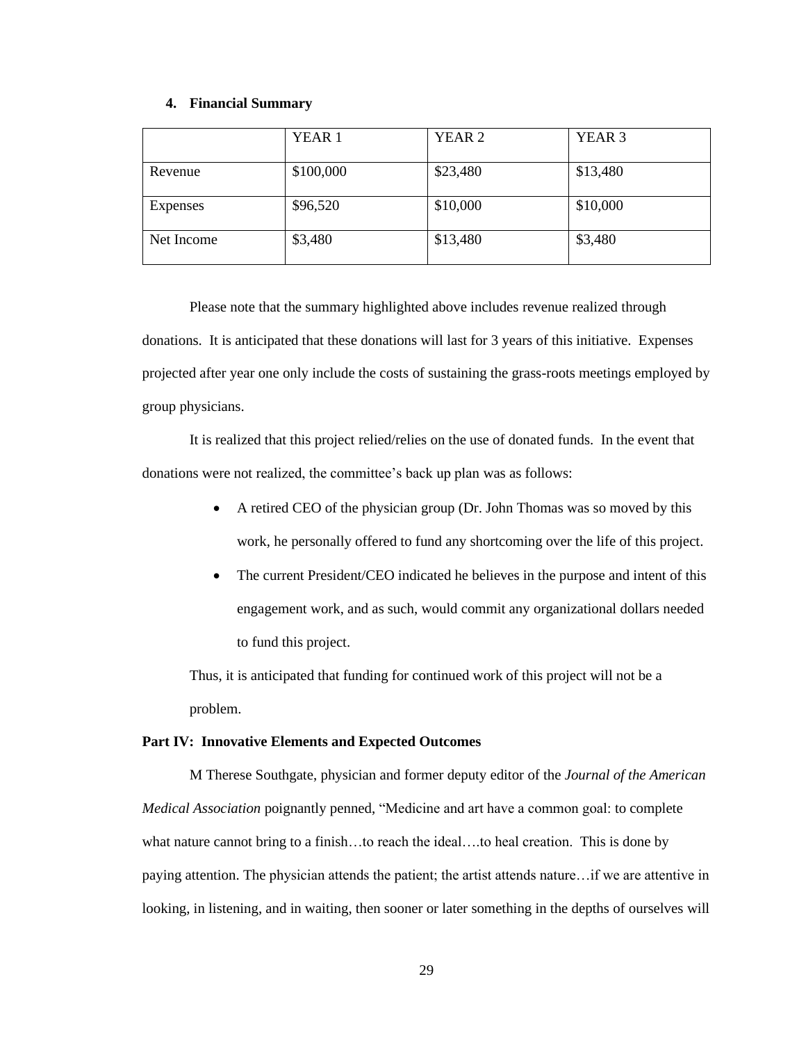### 4. Financial Summary

| | YEAR 1 | YEAR 2 | YEAR 3 |
|---|---|---|---|
| Revenue | $100,000 | $23,480 | $13,480 |
| Expenses | $96,520 | $10,000 | $10,000 |
| Net Income | $3,480 | $13,480 | $3,480 |

Please note that the summary highlighted above includes revenue realized through donations. It is anticipated that these donations will last for 3 years of this initiative. Expenses projected after year one only include the costs of sustaining the grass-roots meetings employed by group physicians.

It is realized that this project relied/relies on the use of donated funds. In the event that donations were not realized, the committee's back up plan was as follows:

- A retired CEO of the physician group (Dr. John Thomas was so moved by this work, he personally offered to fund any shortcoming over the life of this project.
- The current President/CEO indicated he believes in the purpose and intent of this engagement work, and as such, would commit any organizational dollars needed to fund this project.

Thus, it is anticipated that funding for continued work of this project will not be a problem.

**Part IV: Innovative Elements and Expected Outcomes**

M Therese Southgate, physician and former deputy editor of the *Journal of the American Medical Association* poignantly penned, "Medicine and art have a common goal: to complete what nature cannot bring to a finish…to reach the ideal….to heal creation. This is done by paying attention. The physician attends the patient; the artist attends nature…if we are attentive in looking, in listening, and in waiting, then sooner or later something in the depths of ourselves will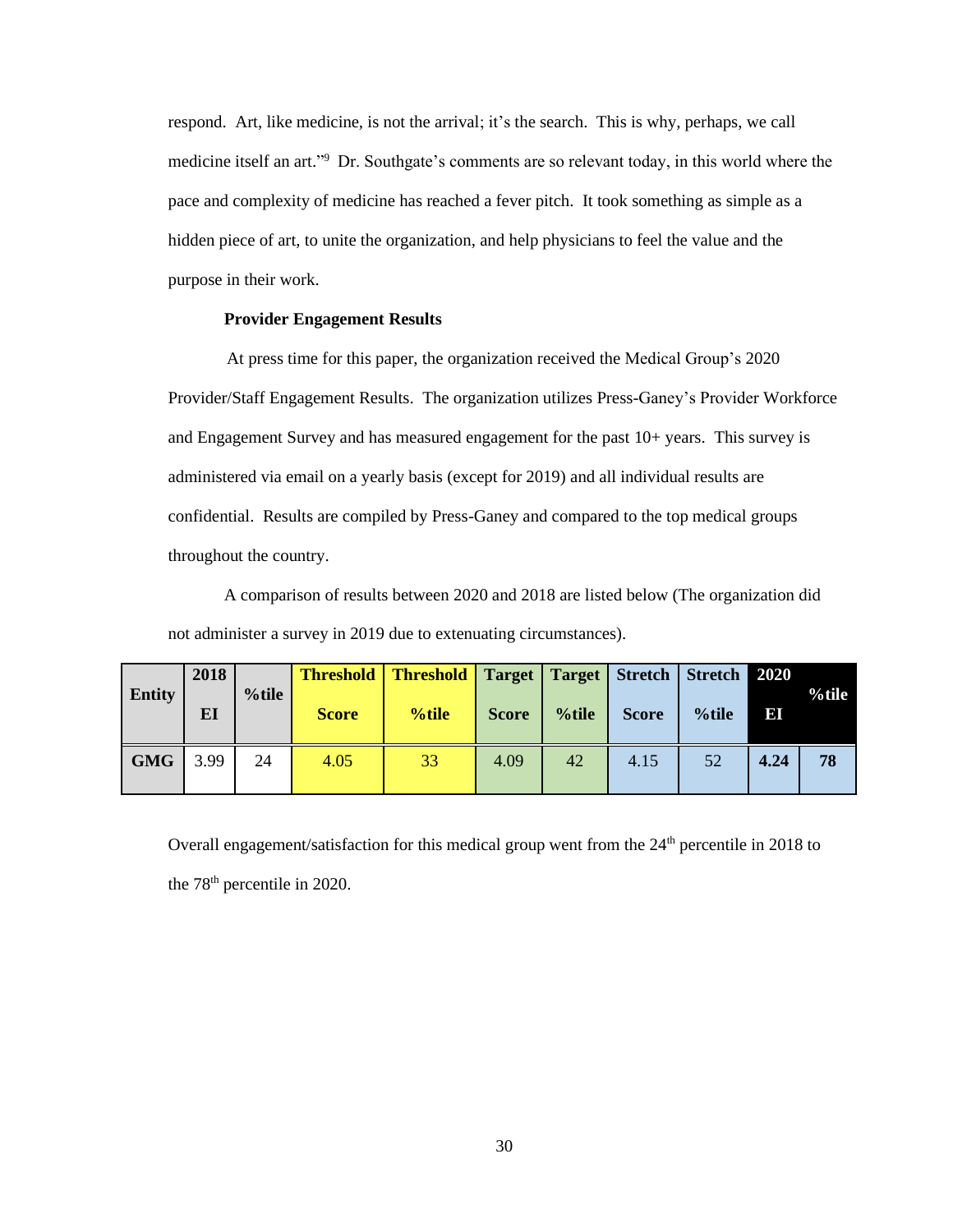respond. Art, like medicine, is not the arrival; it's the search. This is why, perhaps, we call medicine itself an art."[9] Dr. Southgate's comments are so relevant today, in this world where the pace and complexity of medicine has reached a fever pitch. It took something as simple as a hidden piece of art, to unite the organization, and help physicians to feel the value and the purpose in their work.

### Provider Engagement Results

At press time for this paper, the organization received the Medical Group's 2020 Provider/Staff Engagement Results. The organization utilizes Press-Ganey's Provider Workforce and Engagement Survey and has measured engagement for the past 10+ years. This survey is administered via email on a yearly basis (except for 2019) and all individual results are confidential. Results are compiled by Press-Ganey and compared to the top medical groups throughout the country.

A comparison of results between 2020 and 2018 are listed below (The organization did not administer a survey in 2019 due to extenuating circumstances).

| Entity | 2018 EI | %tile | Threshold Score | Threshold %tile | Target Score | Target %tile | Stretch Score | Stretch %tile | 2020 EI | %tile |
|---|---|---|---|---|---|---|---|---|---|---|
| **GMG** | 3.99 | 24 | 4.05 | 33 | 4.09 | 42 | 4.15 | 52 | **4.24** | **78** |

Overall engagement/satisfaction for this medical group went from the 24th percentile in 2018 to the 78th percentile in 2020.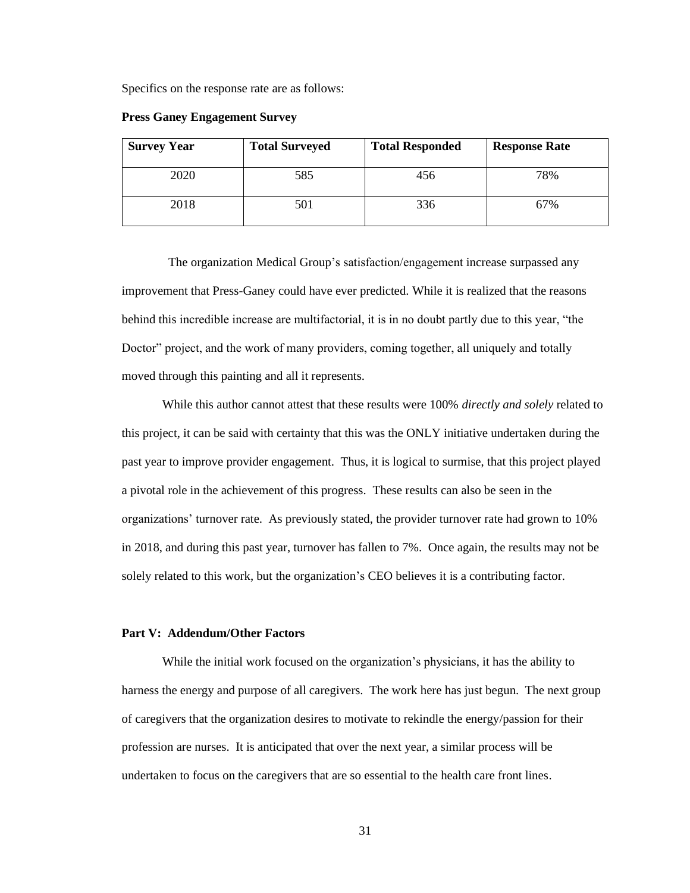Specifics on the response rate are as follows:

**Press Ganey Engagement Survey**

| Survey Year | Total Surveyed | Total Responded | Response Rate |
|---|---|---|---|
| 2020 | 585 | 456 | 78% |
| 2018 | 501 | 336 | 67% |

The organization Medical Group's satisfaction/engagement increase surpassed any improvement that Press-Ganey could have ever predicted. While it is realized that the reasons behind this incredible increase are multifactorial, it is in no doubt partly due to this year, "the Doctor" project, and the work of many providers, coming together, all uniquely and totally moved through this painting and all it represents.

While this author cannot attest that these results were 100% *directly and solely* related to this project, it can be said with certainty that this was the ONLY initiative undertaken during the past year to improve provider engagement. Thus, it is logical to surmise, that this project played a pivotal role in the achievement of this progress. These results can also be seen in the organizations' turnover rate. As previously stated, the provider turnover rate had grown to 10% in 2018, and during this past year, turnover has fallen to 7%. Once again, the results may not be solely related to this work, but the organization's CEO believes it is a contributing factor.

**Part V: Addendum/Other Factors**

While the initial work focused on the organization's physicians, it has the ability to harness the energy and purpose of all caregivers. The work here has just begun. The next group of caregivers that the organization desires to motivate to rekindle the energy/passion for their profession are nurses. It is anticipated that over the next year, a similar process will be undertaken to focus on the caregivers that are so essential to the health care front lines.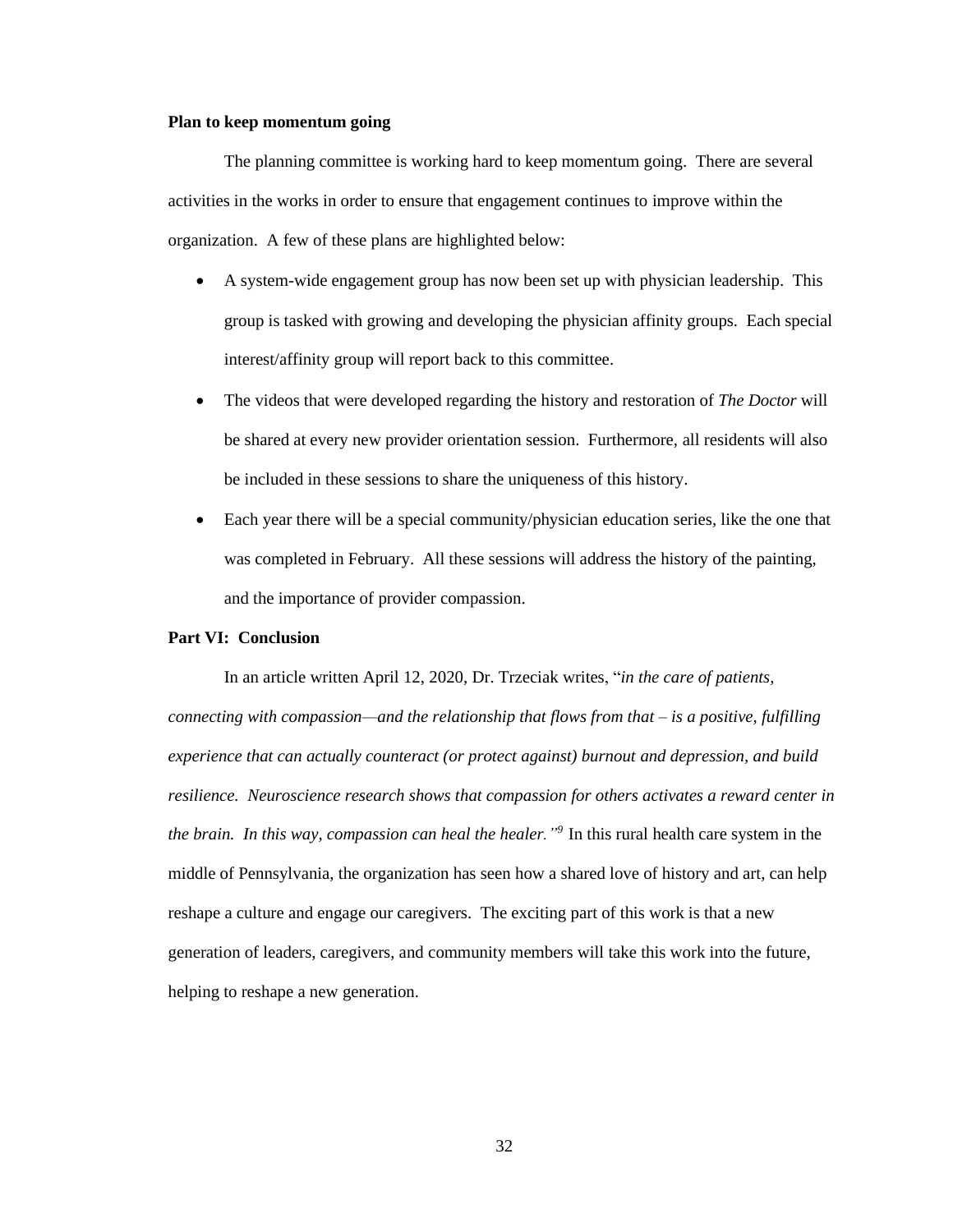**Plan to keep momentum going**

The planning committee is working hard to keep momentum going. There are several activities in the works in order to ensure that engagement continues to improve within the organization. A few of these plans are highlighted below:

- A system-wide engagement group has now been set up with physician leadership. This group is tasked with growing and developing the physician affinity groups. Each special interest/affinity group will report back to this committee.
- The videos that were developed regarding the history and restoration of *The Doctor* will be shared at every new provider orientation session. Furthermore, all residents will also be included in these sessions to share the uniqueness of this history.
- Each year there will be a special community/physician education series, like the one that was completed in February. All these sessions will address the history of the painting, and the importance of provider compassion.

**Part VI: Conclusion**

In an article written April 12, 2020, Dr. Trzeciak writes, "*in the care of patients, connecting with compassion—and the relationship that flows from that – is a positive, fulfilling experience that can actually counteract (or protect against) burnout and depression, and build resilience. Neuroscience research shows that compassion for others activates a reward center in the brain. In this way, compassion can heal the healer."*[9] In this rural health care system in the middle of Pennsylvania, the organization has seen how a shared love of history and art, can help reshape a culture and engage our caregivers. The exciting part of this work is that a new generation of leaders, caregivers, and community members will take this work into the future, helping to reshape a new generation.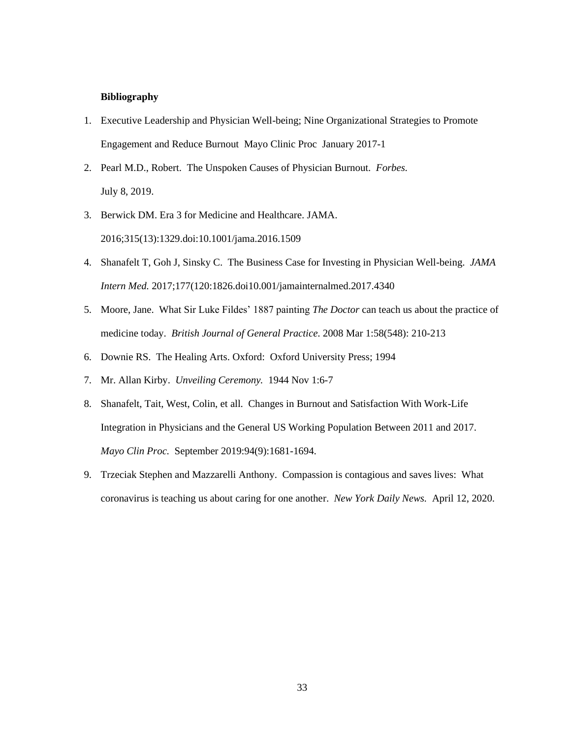**Bibliography**

1. Executive Leadership and Physician Well-being; Nine Organizational Strategies to Promote Engagement and Reduce Burnout  Mayo Clinic Proc  January 2017-1
2. Pearl M.D., Robert.  The Unspoken Causes of Physician Burnout.  *Forbes.* July 8, 2019.
3. Berwick DM. Era 3 for Medicine and Healthcare. JAMA. 2016;315(13):1329.doi:10.1001/jama.2016.1509
4. Shanafelt T, Goh J, Sinsky C.  The Business Case for Investing in Physician Well-being.  *JAMA Intern Med.* 2017;177(120:1826.doi10.001/jamainternalmed.2017.4340
5. Moore, Jane.  What Sir Luke Fildes' 1887 painting *The Doctor* can teach us about the practice of medicine today.  *British Journal of General Practice*. 2008 Mar 1:58(548): 210-213
6. Downie RS.  The Healing Arts. Oxford:  Oxford University Press; 1994
7. Mr. Allan Kirby.  *Unveiling Ceremony.*  1944 Nov 1:6-7
8. Shanafelt, Tait, West, Colin, et all.  Changes in Burnout and Satisfaction With Work-Life Integration in Physicians and the General US Working Population Between 2011 and 2017.  *Mayo Clin Proc.*  September 2019:94(9):1681-1694.
9. Trzeciak Stephen and Mazzarelli Anthony.  Compassion is contagious and saves lives:  What coronavirus is teaching us about caring for one another.  *New York Daily News.*  April 12, 2020.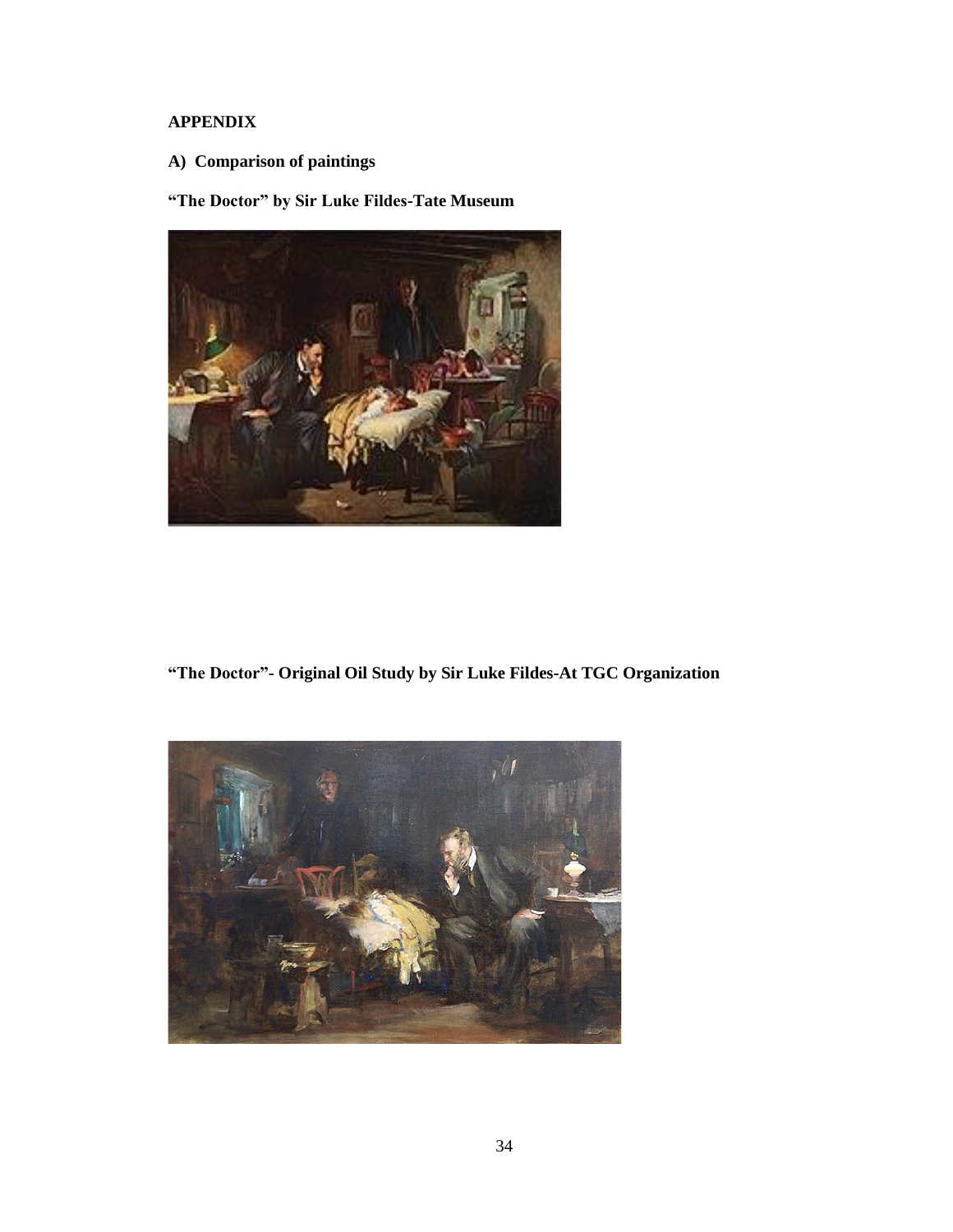**APPENDIX**

**A) Comparison of paintings**

**"The Doctor" by Sir Luke Fildes-Tate Museum**

**"The Doctor"- Original Oil Study by Sir Luke Fildes-At TGC Organization**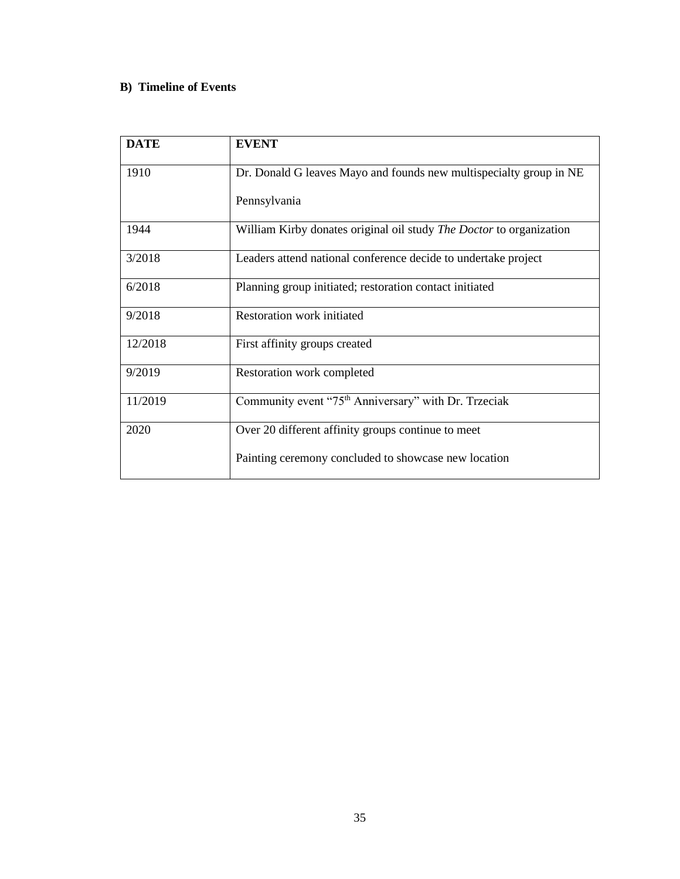**B) Timeline of Events**

| DATE | EVENT |
|---|---|
| 1910 | Dr. Donald G leaves Mayo and founds new multispecialty group in NE Pennsylvania |
| 1944 | William Kirby donates original oil study *The Doctor* to organization |
| 3/2018 | Leaders attend national conference decide to undertake project |
| 6/2018 | Planning group initiated; restoration contact initiated |
| 9/2018 | Restoration work initiated |
| 12/2018 | First affinity groups created |
| 9/2019 | Restoration work completed |
| 11/2019 | Community event "75th Anniversary" with Dr. Trzeciak |
| 2020 | Over 20 different affinity groups continue to meet<br>Painting ceremony concluded to showcase new location |